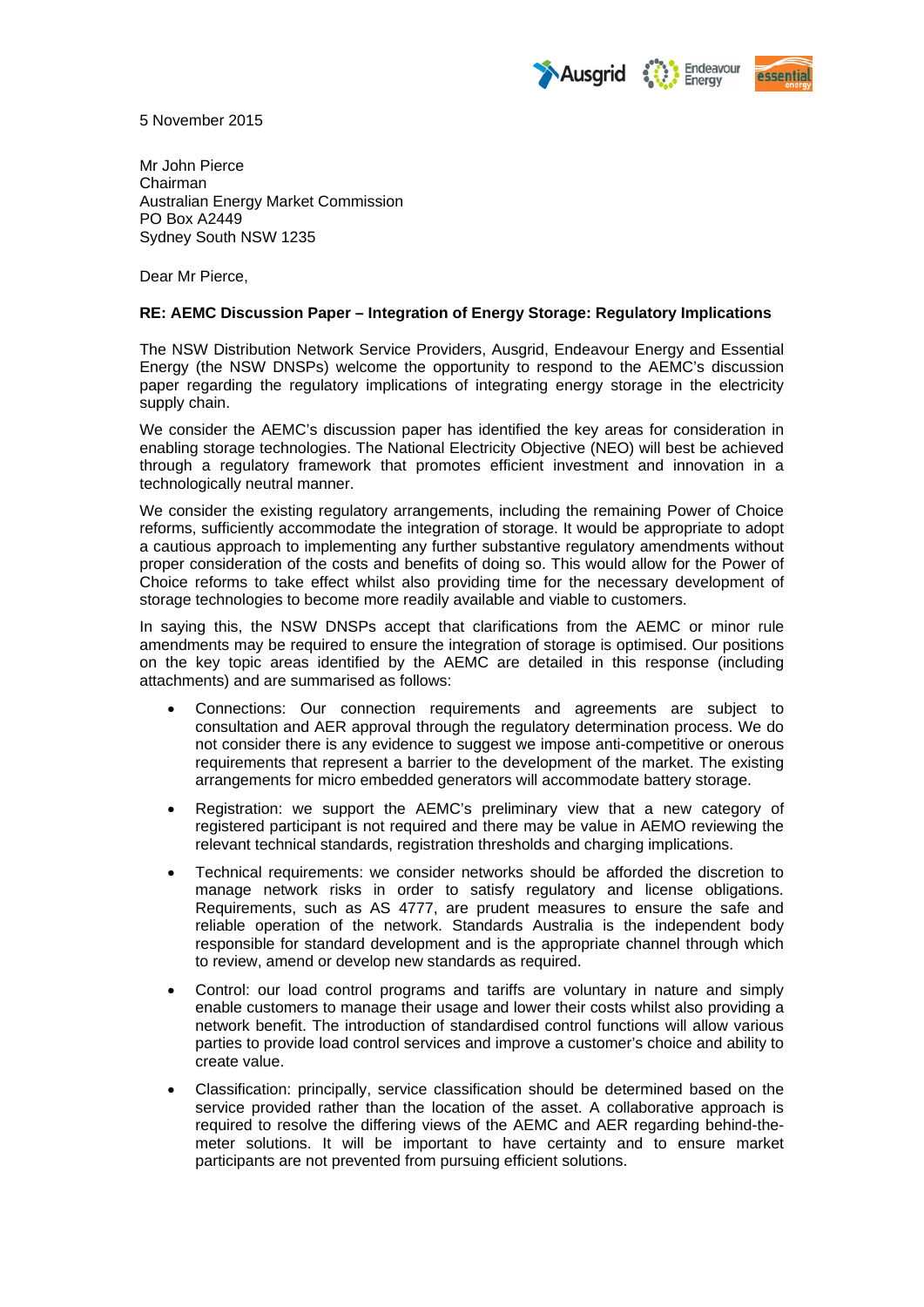5 November 2015

Mr John Pierce
Chairman
Australian Energy Market Commission
PO Box A2449
Sydney South NSW 1235

Dear Mr Pierce,

**RE: AEMC Discussion Paper – Integration of Energy Storage: Regulatory Implications**

The NSW Distribution Network Service Providers, Ausgrid, Endeavour Energy and Essential Energy (the NSW DNSPs) welcome the opportunity to respond to the AEMC's discussion paper regarding the regulatory implications of integrating energy storage in the electricity supply chain.

We consider the AEMC's discussion paper has identified the key areas for consideration in enabling storage technologies. The National Electricity Objective (NEO) will best be achieved through a regulatory framework that promotes efficient investment and innovation in a technologically neutral manner.

We consider the existing regulatory arrangements, including the remaining Power of Choice reforms, sufficiently accommodate the integration of storage. It would be appropriate to adopt a cautious approach to implementing any further substantive regulatory amendments without proper consideration of the costs and benefits of doing so. This would allow for the Power of Choice reforms to take effect whilst also providing time for the necessary development of storage technologies to become more readily available and viable to customers.

In saying this, the NSW DNSPs accept that clarifications from the AEMC or minor rule amendments may be required to ensure the integration of storage is optimised. Our positions on the key topic areas identified by the AEMC are detailed in this response (including attachments) and are summarised as follows:

- Connections: Our connection requirements and agreements are subject to consultation and AER approval through the regulatory determination process. We do not consider there is any evidence to suggest we impose anti-competitive or onerous requirements that represent a barrier to the development of the market. The existing arrangements for micro embedded generators will accommodate battery storage.
- Registration: we support the AEMC's preliminary view that a new category of registered participant is not required and there may be value in AEMO reviewing the relevant technical standards, registration thresholds and charging implications.
- Technical requirements: we consider networks should be afforded the discretion to manage network risks in order to satisfy regulatory and license obligations. Requirements, such as AS 4777, are prudent measures to ensure the safe and reliable operation of the network. Standards Australia is the independent body responsible for standard development and is the appropriate channel through which to review, amend or develop new standards as required.
- Control: our load control programs and tariffs are voluntary in nature and simply enable customers to manage their usage and lower their costs whilst also providing a network benefit. The introduction of standardised control functions will allow various parties to provide load control services and improve a customer's choice and ability to create value.
- Classification: principally, service classification should be determined based on the service provided rather than the location of the asset. A collaborative approach is required to resolve the differing views of the AEMC and AER regarding behind-the-meter solutions. It will be important to have certainty and to ensure market participants are not prevented from pursuing efficient solutions.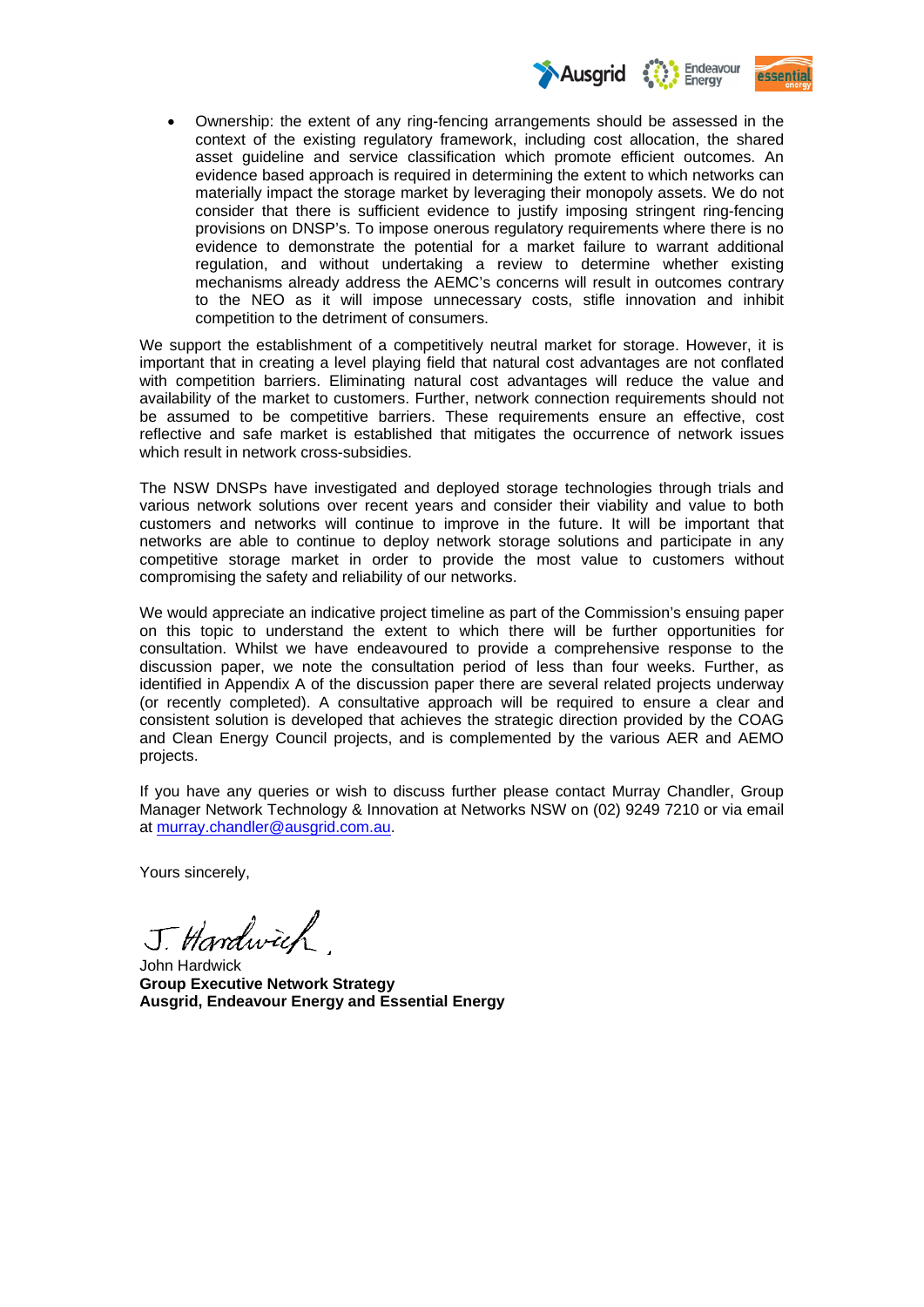- Ownership: the extent of any ring-fencing arrangements should be assessed in the context of the existing regulatory framework, including cost allocation, the shared asset guideline and service classification which promote efficient outcomes. An evidence based approach is required in determining the extent to which networks can materially impact the storage market by leveraging their monopoly assets. We do not consider that there is sufficient evidence to justify imposing stringent ring-fencing provisions on DNSP's. To impose onerous regulatory requirements where there is no evidence to demonstrate the potential for a market failure to warrant additional regulation, and without undertaking a review to determine whether existing mechanisms already address the AEMC's concerns will result in outcomes contrary to the NEO as it will impose unnecessary costs, stifle innovation and inhibit competition to the detriment of consumers.

We support the establishment of a competitively neutral market for storage. However, it is important that in creating a level playing field that natural cost advantages are not conflated with competition barriers. Eliminating natural cost advantages will reduce the value and availability of the market to customers. Further, network connection requirements should not be assumed to be competitive barriers. These requirements ensure an effective, cost reflective and safe market is established that mitigates the occurrence of network issues which result in network cross-subsidies.

The NSW DNSPs have investigated and deployed storage technologies through trials and various network solutions over recent years and consider their viability and value to both customers and networks will continue to improve in the future. It will be important that networks are able to continue to deploy network storage solutions and participate in any competitive storage market in order to provide the most value to customers without compromising the safety and reliability of our networks.

We would appreciate an indicative project timeline as part of the Commission's ensuing paper on this topic to understand the extent to which there will be further opportunities for consultation. Whilst we have endeavoured to provide a comprehensive response to the discussion paper, we note the consultation period of less than four weeks. Further, as identified in Appendix A of the discussion paper there are several related projects underway (or recently completed). A consultative approach will be required to ensure a clear and consistent solution is developed that achieves the strategic direction provided by the COAG and Clean Energy Council projects, and is complemented by the various AER and AEMO projects.

If you have any queries or wish to discuss further please contact Murray Chandler, Group Manager Network Technology & Innovation at Networks NSW on (02) 9249 7210 or via email at murray.chandler@ausgrid.com.au.

Yours sincerely,

J. Hardwick

John Hardwick
**Group Executive Network Strategy**
**Ausgrid, Endeavour Energy and Essential Energy**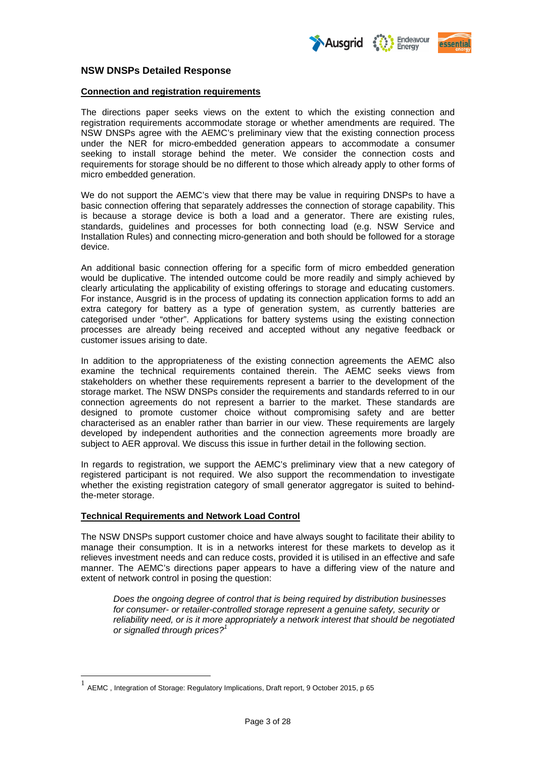## NSW DNSPs Detailed Response

### Connection and registration requirements

The directions paper seeks views on the extent to which the existing connection and registration requirements accommodate storage or whether amendments are required. The NSW DNSPs agree with the AEMC's preliminary view that the existing connection process under the NER for micro-embedded generation appears to accommodate a consumer seeking to install storage behind the meter. We consider the connection costs and requirements for storage should be no different to those which already apply to other forms of micro embedded generation.

We do not support the AEMC's view that there may be value in requiring DNSPs to have a basic connection offering that separately addresses the connection of storage capability. This is because a storage device is both a load and a generator. There are existing rules, standards, guidelines and processes for both connecting load (e.g. NSW Service and Installation Rules) and connecting micro-generation and both should be followed for a storage device.

An additional basic connection offering for a specific form of micro embedded generation would be duplicative. The intended outcome could be more readily and simply achieved by clearly articulating the applicability of existing offerings to storage and educating customers. For instance, Ausgrid is in the process of updating its connection application forms to add an extra category for battery as a type of generation system, as currently batteries are categorised under "other". Applications for battery systems using the existing connection processes are already being received and accepted without any negative feedback or customer issues arising to date.

In addition to the appropriateness of the existing connection agreements the AEMC also examine the technical requirements contained therein. The AEMC seeks views from stakeholders on whether these requirements represent a barrier to the development of the storage market. The NSW DNSPs consider the requirements and standards referred to in our connection agreements do not represent a barrier to the market. These standards are designed to promote customer choice without compromising safety and are better characterised as an enabler rather than barrier in our view. These requirements are largely developed by independent authorities and the connection agreements more broadly are subject to AER approval. We discuss this issue in further detail in the following section.

In regards to registration, we support the AEMC's preliminary view that a new category of registered participant is not required. We also support the recommendation to investigate whether the existing registration category of small generator aggregator is suited to behind-the-meter storage.

### Technical Requirements and Network Load Control

The NSW DNSPs support customer choice and have always sought to facilitate their ability to manage their consumption. It is in a networks interest for these markets to develop as it relieves investment needs and can reduce costs, provided it is utilised in an effective and safe manner. The AEMC's directions paper appears to have a differing view of the nature and extent of network control in posing the question:

> *Does the ongoing degree of control that is being required by distribution businesses for consumer- or retailer-controlled storage represent a genuine safety, security or reliability need, or is it more appropriately a network interest that should be negotiated or signalled through prices?*[1]

---

[1] AEMC , Integration of Storage: Regulatory Implications, Draft report, 9 October 2015, p 65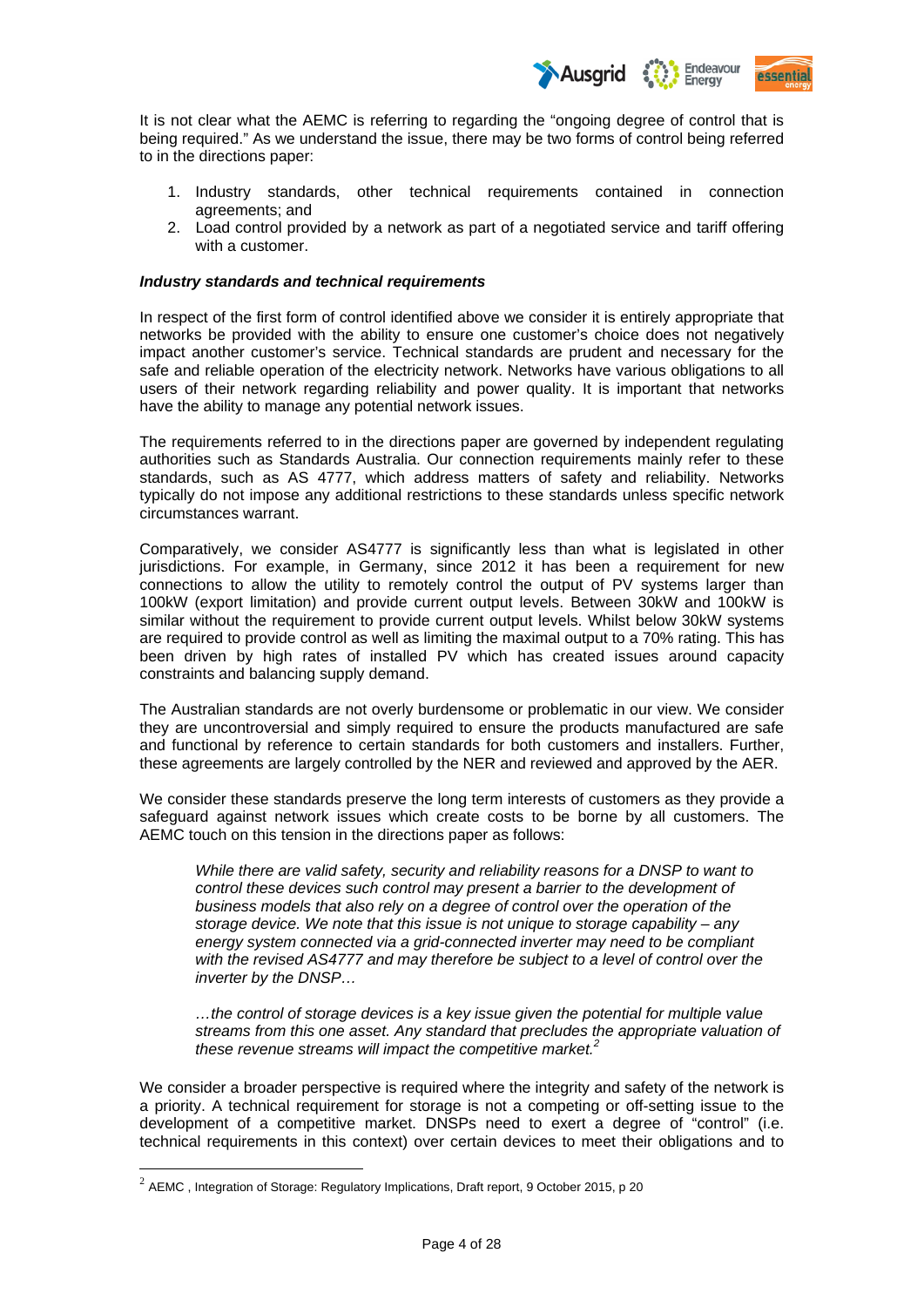It is not clear what the AEMC is referring to regarding the "ongoing degree of control that is being required." As we understand the issue, there may be two forms of control being referred to in the directions paper:

1. Industry standards, other technical requirements contained in connection agreements; and
2. Load control provided by a network as part of a negotiated service and tariff offering with a customer.

***Industry standards and technical requirements***

In respect of the first form of control identified above we consider it is entirely appropriate that networks be provided with the ability to ensure one customer's choice does not negatively impact another customer's service. Technical standards are prudent and necessary for the safe and reliable operation of the electricity network. Networks have various obligations to all users of their network regarding reliability and power quality. It is important that networks have the ability to manage any potential network issues.

The requirements referred to in the directions paper are governed by independent regulating authorities such as Standards Australia. Our connection requirements mainly refer to these standards, such as AS 4777, which address matters of safety and reliability. Networks typically do not impose any additional restrictions to these standards unless specific network circumstances warrant.

Comparatively, we consider AS4777 is significantly less than what is legislated in other jurisdictions. For example, in Germany, since 2012 it has been a requirement for new connections to allow the utility to remotely control the output of PV systems larger than 100kW (export limitation) and provide current output levels. Between 30kW and 100kW is similar without the requirement to provide current output levels. Whilst below 30kW systems are required to provide control as well as limiting the maximal output to a 70% rating. This has been driven by high rates of installed PV which has created issues around capacity constraints and balancing supply demand.

The Australian standards are not overly burdensome or problematic in our view. We consider they are uncontroversial and simply required to ensure the products manufactured are safe and functional by reference to certain standards for both customers and installers. Further, these agreements are largely controlled by the NER and reviewed and approved by the AER.

We consider these standards preserve the long term interests of customers as they provide a safeguard against network issues which create costs to be borne by all customers. The AEMC touch on this tension in the directions paper as follows:

> *While there are valid safety, security and reliability reasons for a DNSP to want to control these devices such control may present a barrier to the development of business models that also rely on a degree of control over the operation of the storage device. We note that this issue is not unique to storage capability – any energy system connected via a grid-connected inverter may need to be compliant with the revised AS4777 and may therefore be subject to a level of control over the inverter by the DNSP…*
>
> *…the control of storage devices is a key issue given the potential for multiple value streams from this one asset. Any standard that precludes the appropriate valuation of these revenue streams will impact the competitive market.*[2]

We consider a broader perspective is required where the integrity and safety of the network is a priority. A technical requirement for storage is not a competing or off-setting issue to the development of a competitive market. DNSPs need to exert a degree of "control" (i.e. technical requirements in this context) over certain devices to meet their obligations and to

---

[2] AEMC , Integration of Storage: Regulatory Implications, Draft report, 9 October 2015, p 20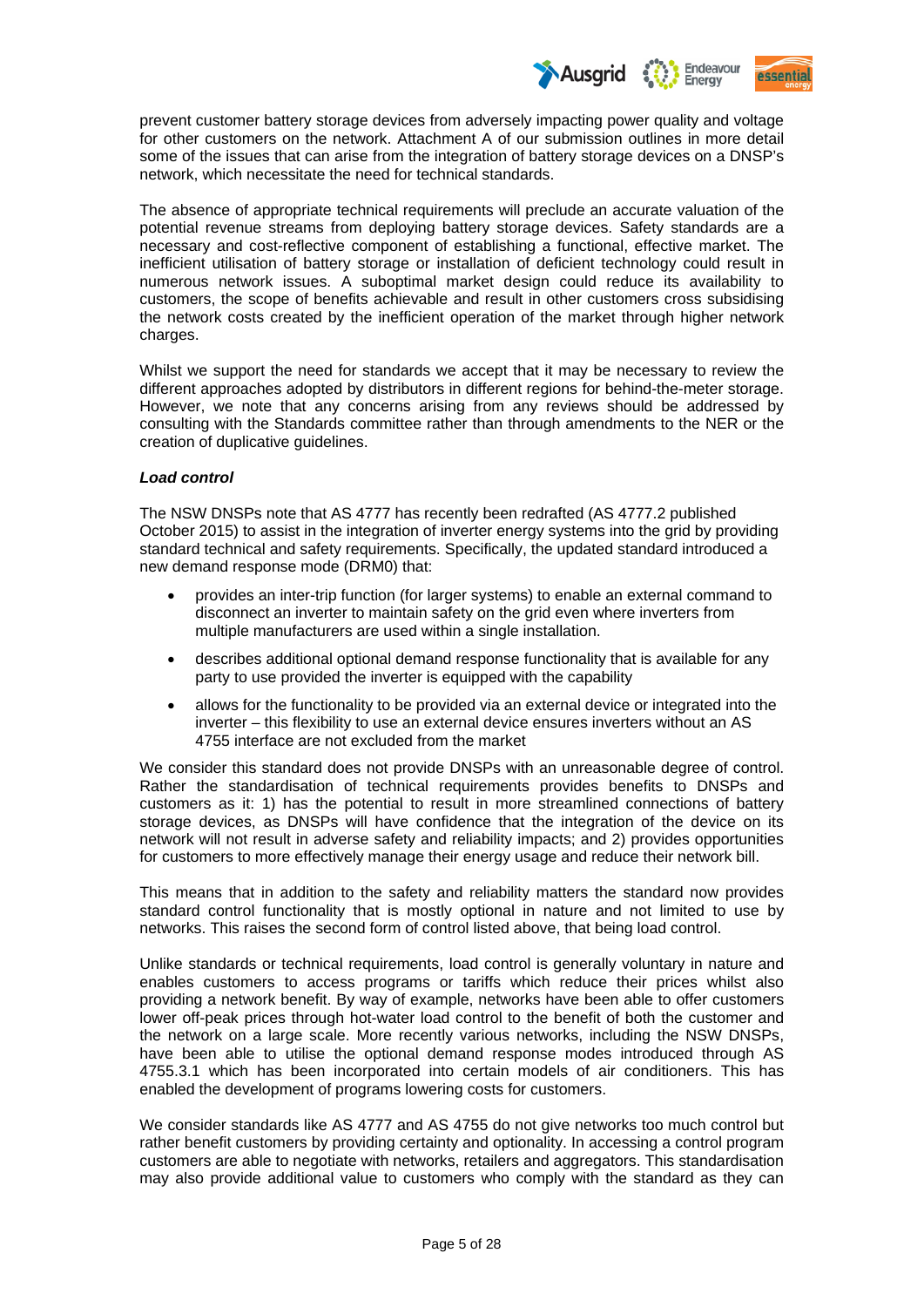prevent customer battery storage devices from adversely impacting power quality and voltage for other customers on the network. Attachment A of our submission outlines in more detail some of the issues that can arise from the integration of battery storage devices on a DNSP's network, which necessitate the need for technical standards.

The absence of appropriate technical requirements will preclude an accurate valuation of the potential revenue streams from deploying battery storage devices. Safety standards are a necessary and cost-reflective component of establishing a functional, effective market. The inefficient utilisation of battery storage or installation of deficient technology could result in numerous network issues. A suboptimal market design could reduce its availability to customers, the scope of benefits achievable and result in other customers cross subsidising the network costs created by the inefficient operation of the market through higher network charges.

Whilst we support the need for standards we accept that it may be necessary to review the different approaches adopted by distributors in different regions for behind-the-meter storage. However, we note that any concerns arising from any reviews should be addressed by consulting with the Standards committee rather than through amendments to the NER or the creation of duplicative guidelines.

***Load control***

The NSW DNSPs note that AS 4777 has recently been redrafted (AS 4777.2 published October 2015) to assist in the integration of inverter energy systems into the grid by providing standard technical and safety requirements. Specifically, the updated standard introduced a new demand response mode (DRM0) that:

- provides an inter-trip function (for larger systems) to enable an external command to disconnect an inverter to maintain safety on the grid even where inverters from multiple manufacturers are used within a single installation.
- describes additional optional demand response functionality that is available for any party to use provided the inverter is equipped with the capability
- allows for the functionality to be provided via an external device or integrated into the inverter – this flexibility to use an external device ensures inverters without an AS 4755 interface are not excluded from the market

We consider this standard does not provide DNSPs with an unreasonable degree of control. Rather the standardisation of technical requirements provides benefits to DNSPs and customers as it: 1) has the potential to result in more streamlined connections of battery storage devices, as DNSPs will have confidence that the integration of the device on its network will not result in adverse safety and reliability impacts; and 2) provides opportunities for customers to more effectively manage their energy usage and reduce their network bill.

This means that in addition to the safety and reliability matters the standard now provides standard control functionality that is mostly optional in nature and not limited to use by networks. This raises the second form of control listed above, that being load control.

Unlike standards or technical requirements, load control is generally voluntary in nature and enables customers to access programs or tariffs which reduce their prices whilst also providing a network benefit. By way of example, networks have been able to offer customers lower off-peak prices through hot-water load control to the benefit of both the customer and the network on a large scale. More recently various networks, including the NSW DNSPs, have been able to utilise the optional demand response modes introduced through AS 4755.3.1 which has been incorporated into certain models of air conditioners. This has enabled the development of programs lowering costs for customers.

We consider standards like AS 4777 and AS 4755 do not give networks too much control but rather benefit customers by providing certainty and optionality. In accessing a control program customers are able to negotiate with networks, retailers and aggregators. This standardisation may also provide additional value to customers who comply with the standard as they can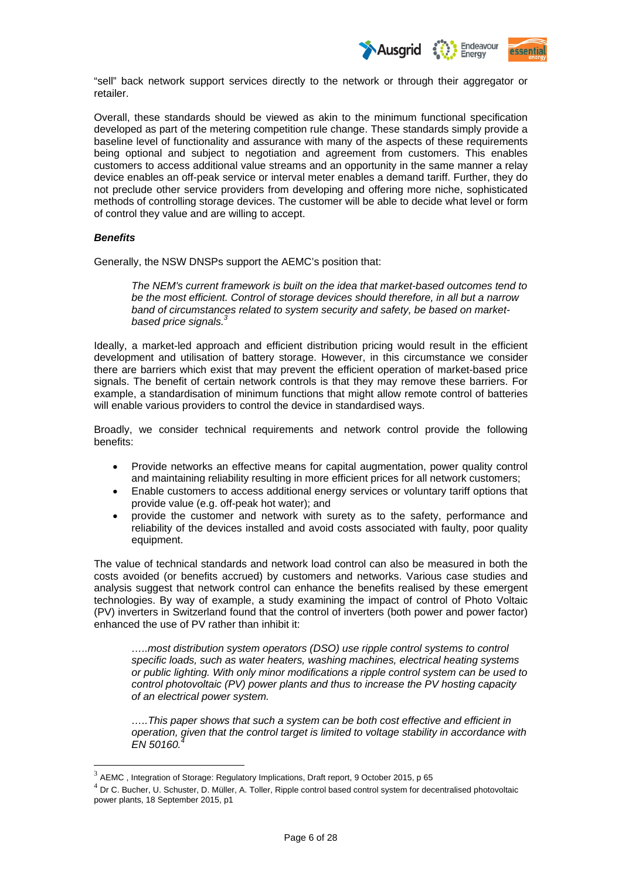"sell" back network support services directly to the network or through their aggregator or retailer.

Overall, these standards should be viewed as akin to the minimum functional specification developed as part of the metering competition rule change. These standards simply provide a baseline level of functionality and assurance with many of the aspects of these requirements being optional and subject to negotiation and agreement from customers. This enables customers to access additional value streams and an opportunity in the same manner a relay device enables an off-peak service or interval meter enables a demand tariff. Further, they do not preclude other service providers from developing and offering more niche, sophisticated methods of controlling storage devices. The customer will be able to decide what level or form of control they value and are willing to accept.

***Benefits***

Generally, the NSW DNSPs support the AEMC's position that:

> *The NEM's current framework is built on the idea that market-based outcomes tend to be the most efficient. Control of storage devices should therefore, in all but a narrow band of circumstances related to system security and safety, be based on market-based price signals.*[3]

Ideally, a market-led approach and efficient distribution pricing would result in the efficient development and utilisation of battery storage. However, in this circumstance we consider there are barriers which exist that may prevent the efficient operation of market-based price signals. The benefit of certain network controls is that they may remove these barriers. For example, a standardisation of minimum functions that might allow remote control of batteries will enable various providers to control the device in standardised ways.

Broadly, we consider technical requirements and network control provide the following benefits:

- Provide networks an effective means for capital augmentation, power quality control and maintaining reliability resulting in more efficient prices for all network customers;
- Enable customers to access additional energy services or voluntary tariff options that provide value (e.g. off-peak hot water); and
- provide the customer and network with surety as to the safety, performance and reliability of the devices installed and avoid costs associated with faulty, poor quality equipment.

The value of technical standards and network load control can also be measured in both the costs avoided (or benefits accrued) by customers and networks. Various case studies and analysis suggest that network control can enhance the benefits realised by these emergent technologies. By way of example, a study examining the impact of control of Photo Voltaic (PV) inverters in Switzerland found that the control of inverters (both power and power factor) enhanced the use of PV rather than inhibit it:

> *…..most distribution system operators (DSO) use ripple control systems to control specific loads, such as water heaters, washing machines, electrical heating systems or public lighting. With only minor modifications a ripple control system can be used to control photovoltaic (PV) power plants and thus to increase the PV hosting capacity of an electrical power system.*
>
> *…..This paper shows that such a system can be both cost effective and efficient in operation, given that the control target is limited to voltage stability in accordance with EN 50160.*[4]

---

[3] AEMC , Integration of Storage: Regulatory Implications, Draft report, 9 October 2015, p 65

[4] Dr C. Bucher, U. Schuster, D. Müller, A. Toller, Ripple control based control system for decentralised photovoltaic power plants, 18 September 2015, p1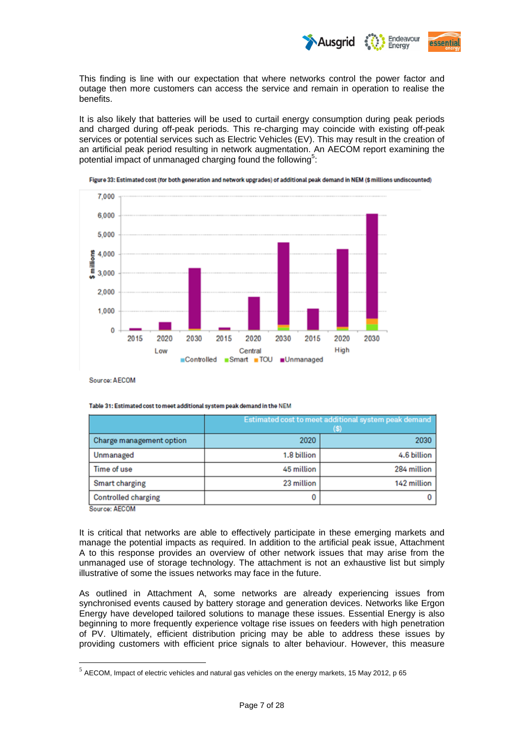This finding is line with our expectation that where networks control the power factor and outage then more customers can access the service and remain in operation to realise the benefits.

It is also likely that batteries will be used to curtail energy consumption during peak periods and charged during off-peak periods. This re-charging may coincide with existing off-peak services or potential services such as Electric Vehicles (EV). This may result in the creation of an artificial peak period resulting in network augmentation. An AECOM report examining the potential impact of unmanaged charging found the following[5]:

**Figure 33: Estimated cost (for both generation and network upgrades) of additional peak demand in NEM ($ millions undiscounted)**

Source: AECOM

**Table 31: Estimated cost to meet additional system peak demand in the NEM**

| | Estimated cost to meet additional system peak demand ($) | |
|---|---|---|
| Charge management option | 2020 | 2030 |
| Unmanaged | 1.8 billion | 4.6 billion |
| Time of use | 45 million | 284 million |
| Smart charging | 23 million | 142 million |
| Controlled charging | 0 | 0 |

Source: AECOM

It is critical that networks are able to effectively participate in these emerging markets and manage the potential impacts as required. In addition to the artificial peak issue, Attachment A to this response provides an overview of other network issues that may arise from the unmanaged use of storage technology. The attachment is not an exhaustive list but simply illustrative of some the issues networks may face in the future.

As outlined in Attachment A, some networks are already experiencing issues from synchronised events caused by battery storage and generation devices. Networks like Ergon Energy have developed tailored solutions to manage these issues. Essential Energy is also beginning to more frequently experience voltage rise issues on feeders with high penetration of PV. Ultimately, efficient distribution pricing may be able to address these issues by providing customers with efficient price signals to alter behaviour. However, this measure

[5] AECOM, Impact of electric vehicles and natural gas vehicles on the energy markets, 15 May 2012, p 65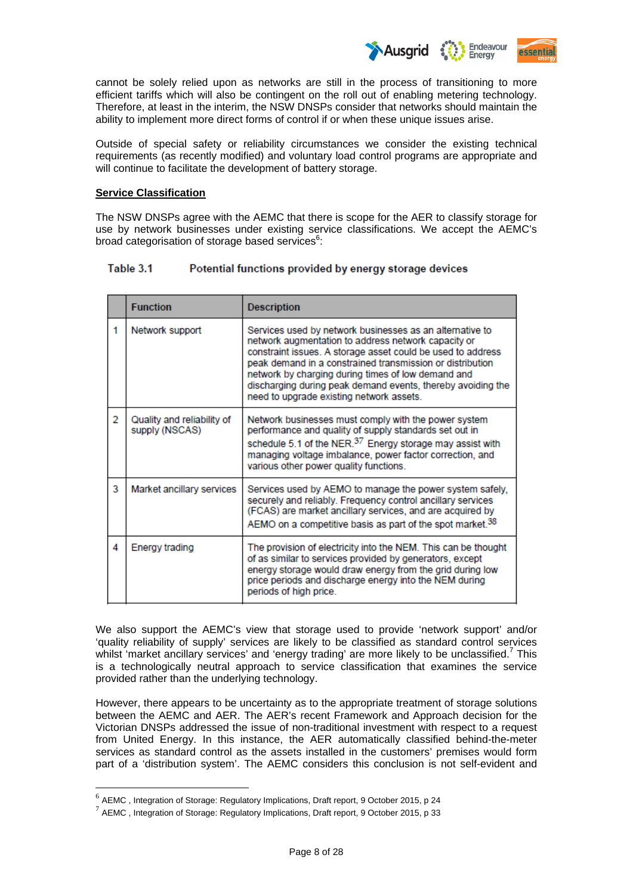cannot be solely relied upon as networks are still in the process of transitioning to more efficient tariffs which will also be contingent on the roll out of enabling metering technology. Therefore, at least in the interim, the NSW DNSPs consider that networks should maintain the ability to implement more direct forms of control if or when these unique issues arise.

Outside of special safety or reliability circumstances we consider the existing technical requirements (as recently modified) and voluntary load control programs are appropriate and will continue to facilitate the development of battery storage.

**Service Classification**

The NSW DNSPs agree with the AEMC that there is scope for the AER to classify storage for use by network businesses under existing service classifications. We accept the AEMC's broad categorisation of storage based services[6]:

**Table 3.1 Potential functions provided by energy storage devices**

| | Function | Description |
|---|---|---|
| 1 | Network support | Services used by network businesses as an alternative to network augmentation to address network capacity or constraint issues. A storage asset could be used to address peak demand in a constrained transmission or distribution network by charging during times of low demand and discharging during peak demand events, thereby avoiding the need to upgrade existing network assets. |
| 2 | Quality and reliability of supply (NSCAS) | Network businesses must comply with the power system performance and quality of supply standards set out in schedule 5.1 of the NER.[37] Energy storage may assist with managing voltage imbalance, power factor correction, and various other power quality functions. |
| 3 | Market ancillary services | Services used by AEMO to manage the power system safely, securely and reliably. Frequency control ancillary services (FCAS) are market ancillary services, and are acquired by AEMO on a competitive basis as part of the spot market.[38] |
| 4 | Energy trading | The provision of electricity into the NEM. This can be thought of as similar to services provided by generators, except energy storage would draw energy from the grid during low price periods and discharge energy into the NEM during periods of high price. |

We also support the AEMC's view that storage used to provide 'network support' and/or 'quality reliability of supply' services are likely to be classified as standard control services whilst 'market ancillary services' and 'energy trading' are more likely to be unclassified.[7] This is a technologically neutral approach to service classification that examines the service provided rather than the underlying technology.

However, there appears to be uncertainty as to the appropriate treatment of storage solutions between the AEMC and AER. The AER's recent Framework and Approach decision for the Victorian DNSPs addressed the issue of non-traditional investment with respect to a request from United Energy. In this instance, the AER automatically classified behind-the-meter services as standard control as the assets installed in the customers' premises would form part of a 'distribution system'. The AEMC considers this conclusion is not self-evident and

---

[6] AEMC , Integration of Storage: Regulatory Implications, Draft report, 9 October 2015, p 24

[7] AEMC , Integration of Storage: Regulatory Implications, Draft report, 9 October 2015, p 33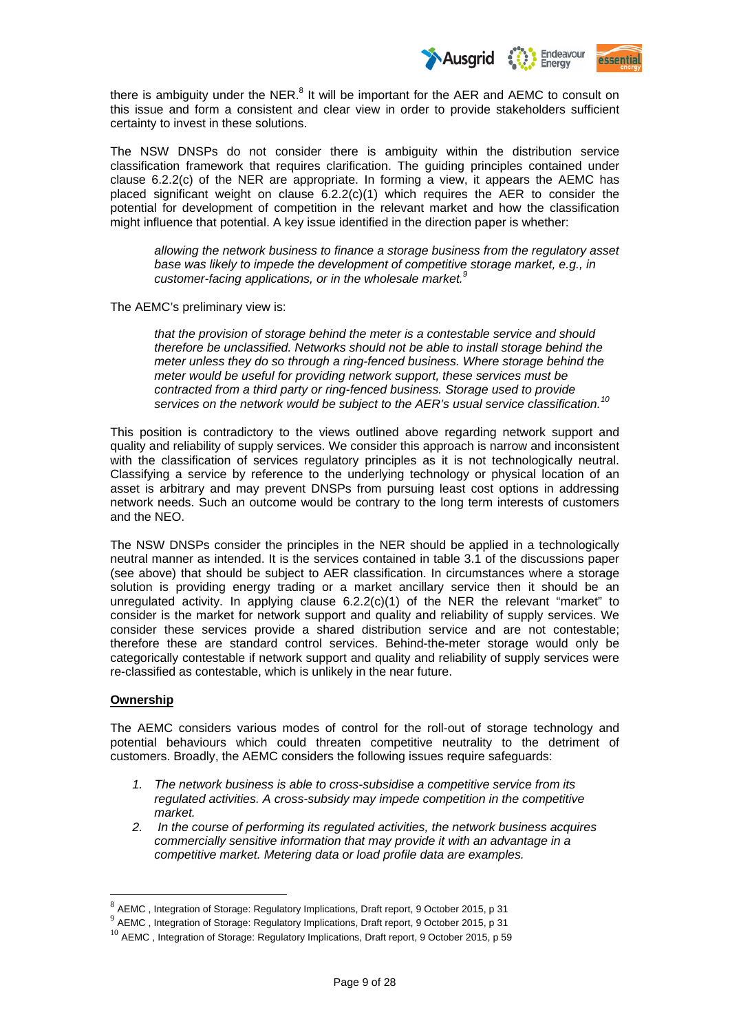there is ambiguity under the NER.[8] It will be important for the AER and AEMC to consult on this issue and form a consistent and clear view in order to provide stakeholders sufficient certainty to invest in these solutions.

The NSW DNSPs do not consider there is ambiguity within the distribution service classification framework that requires clarification. The guiding principles contained under clause 6.2.2(c) of the NER are appropriate. In forming a view, it appears the AEMC has placed significant weight on clause 6.2.2(c)(1) which requires the AER to consider the potential for development of competition in the relevant market and how the classification might influence that potential. A key issue identified in the direction paper is whether:

> *allowing the network business to finance a storage business from the regulatory asset base was likely to impede the development of competitive storage market, e.g., in customer-facing applications, or in the wholesale market.*[9]

The AEMC's preliminary view is:

> *that the provision of storage behind the meter is a contestable service and should therefore be unclassified. Networks should not be able to install storage behind the meter unless they do so through a ring-fenced business. Where storage behind the meter would be useful for providing network support, these services must be contracted from a third party or ring-fenced business. Storage used to provide services on the network would be subject to the AER's usual service classification.*[10]

This position is contradictory to the views outlined above regarding network support and quality and reliability of supply services. We consider this approach is narrow and inconsistent with the classification of services regulatory principles as it is not technologically neutral. Classifying a service by reference to the underlying technology or physical location of an asset is arbitrary and may prevent DNSPs from pursuing least cost options in addressing network needs. Such an outcome would be contrary to the long term interests of customers and the NEO.

The NSW DNSPs consider the principles in the NER should be applied in a technologically neutral manner as intended. It is the services contained in table 3.1 of the discussions paper (see above) that should be subject to AER classification. In circumstances where a storage solution is providing energy trading or a market ancillary service then it should be an unregulated activity. In applying clause 6.2.2(c)(1) of the NER the relevant "market" to consider is the market for network support and quality and reliability of supply services. We consider these services provide a shared distribution service and are not contestable; therefore these are standard control services. Behind-the-meter storage would only be categorically contestable if network support and quality and reliability of supply services were re-classified as contestable, which is unlikely in the near future.

**Ownership**

The AEMC considers various modes of control for the roll-out of storage technology and potential behaviours which could threaten competitive neutrality to the detriment of customers. Broadly, the AEMC considers the following issues require safeguards:

1. *The network business is able to cross-subsidise a competitive service from its regulated activities. A cross-subsidy may impede competition in the competitive market.*
2. *In the course of performing its regulated activities, the network business acquires commercially sensitive information that may provide it with an advantage in a competitive market. Metering data or load profile data are examples.*

---

[8] AEMC , Integration of Storage: Regulatory Implications, Draft report, 9 October 2015, p 31

[9] AEMC , Integration of Storage: Regulatory Implications, Draft report, 9 October 2015, p 31

[10] AEMC , Integration of Storage: Regulatory Implications, Draft report, 9 October 2015, p 59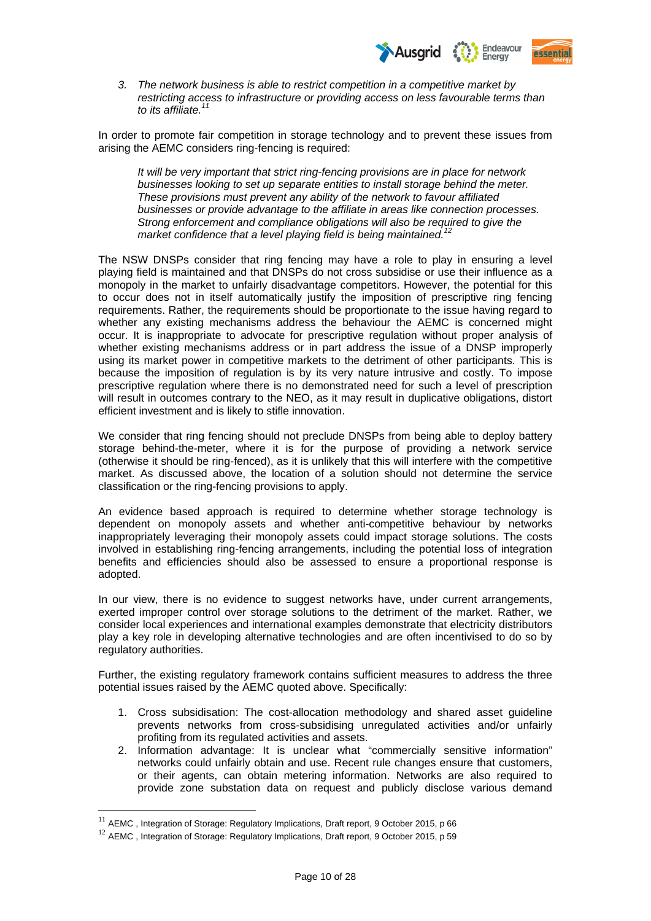3. *The network business is able to restrict competition in a competitive market by restricting access to infrastructure or providing access on less favourable terms than to its affiliate.*[11]

In order to promote fair competition in storage technology and to prevent these issues from arising the AEMC considers ring-fencing is required:

> *It will be very important that strict ring-fencing provisions are in place for network businesses looking to set up separate entities to install storage behind the meter. These provisions must prevent any ability of the network to favour affiliated businesses or provide advantage to the affiliate in areas like connection processes. Strong enforcement and compliance obligations will also be required to give the market confidence that a level playing field is being maintained.*[12]

The NSW DNSPs consider that ring fencing may have a role to play in ensuring a level playing field is maintained and that DNSPs do not cross subsidise or use their influence as a monopoly in the market to unfairly disadvantage competitors. However, the potential for this to occur does not in itself automatically justify the imposition of prescriptive ring fencing requirements. Rather, the requirements should be proportionate to the issue having regard to whether any existing mechanisms address the behaviour the AEMC is concerned might occur. It is inappropriate to advocate for prescriptive regulation without proper analysis of whether existing mechanisms address or in part address the issue of a DNSP improperly using its market power in competitive markets to the detriment of other participants. This is because the imposition of regulation is by its very nature intrusive and costly. To impose prescriptive regulation where there is no demonstrated need for such a level of prescription will result in outcomes contrary to the NEO, as it may result in duplicative obligations, distort efficient investment and is likely to stifle innovation.

We consider that ring fencing should not preclude DNSPs from being able to deploy battery storage behind-the-meter, where it is for the purpose of providing a network service (otherwise it should be ring-fenced), as it is unlikely that this will interfere with the competitive market. As discussed above, the location of a solution should not determine the service classification or the ring-fencing provisions to apply.

An evidence based approach is required to determine whether storage technology is dependent on monopoly assets and whether anti-competitive behaviour by networks inappropriately leveraging their monopoly assets could impact storage solutions. The costs involved in establishing ring-fencing arrangements, including the potential loss of integration benefits and efficiencies should also be assessed to ensure a proportional response is adopted.

In our view, there is no evidence to suggest networks have, under current arrangements, exerted improper control over storage solutions to the detriment of the market. Rather, we consider local experiences and international examples demonstrate that electricity distributors play a key role in developing alternative technologies and are often incentivised to do so by regulatory authorities.

Further, the existing regulatory framework contains sufficient measures to address the three potential issues raised by the AEMC quoted above. Specifically:

1. Cross subsidisation: The cost-allocation methodology and shared asset guideline prevents networks from cross-subsidising unregulated activities and/or unfairly profiting from its regulated activities and assets.
2. Information advantage: It is unclear what "commercially sensitive information" networks could unfairly obtain and use. Recent rule changes ensure that customers, or their agents, can obtain metering information. Networks are also required to provide zone substation data on request and publicly disclose various demand

[11] AEMC , Integration of Storage: Regulatory Implications, Draft report, 9 October 2015, p 66

[12] AEMC , Integration of Storage: Regulatory Implications, Draft report, 9 October 2015, p 59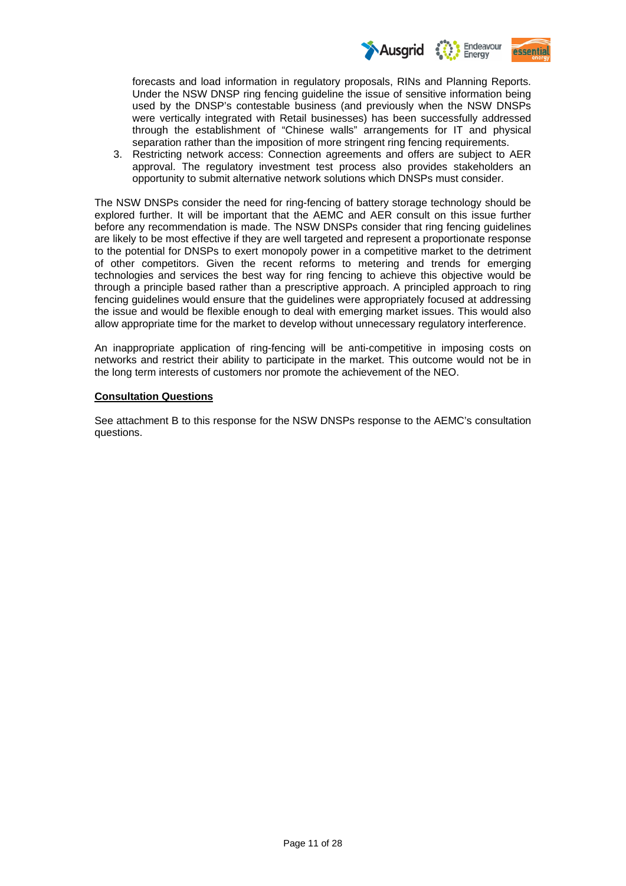forecasts and load information in regulatory proposals, RINs and Planning Reports. Under the NSW DNSP ring fencing guideline the issue of sensitive information being used by the DNSP's contestable business (and previously when the NSW DNSPs were vertically integrated with Retail businesses) has been successfully addressed through the establishment of "Chinese walls" arrangements for IT and physical separation rather than the imposition of more stringent ring fencing requirements.

3. Restricting network access: Connection agreements and offers are subject to AER approval. The regulatory investment test process also provides stakeholders an opportunity to submit alternative network solutions which DNSPs must consider.

The NSW DNSPs consider the need for ring-fencing of battery storage technology should be explored further. It will be important that the AEMC and AER consult on this issue further before any recommendation is made. The NSW DNSPs consider that ring fencing guidelines are likely to be most effective if they are well targeted and represent a proportionate response to the potential for DNSPs to exert monopoly power in a competitive market to the detriment of other competitors. Given the recent reforms to metering and trends for emerging technologies and services the best way for ring fencing to achieve this objective would be through a principle based rather than a prescriptive approach. A principled approach to ring fencing guidelines would ensure than the guidelines were appropriately focused at addressing the issue and would be flexible enough to deal with emerging market issues. This would also allow appropriate time for the market to develop without unnecessary regulatory interference.

An inappropriate application of ring-fencing will be anti-competitive in imposing costs on networks and restrict their ability to participate in the market. This outcome would not be in the long term interests of customers nor promote the achievement of the NEO.

**Consultation Questions**

See attachment B to this response for the NSW DNSPs response to the AEMC's consultation questions.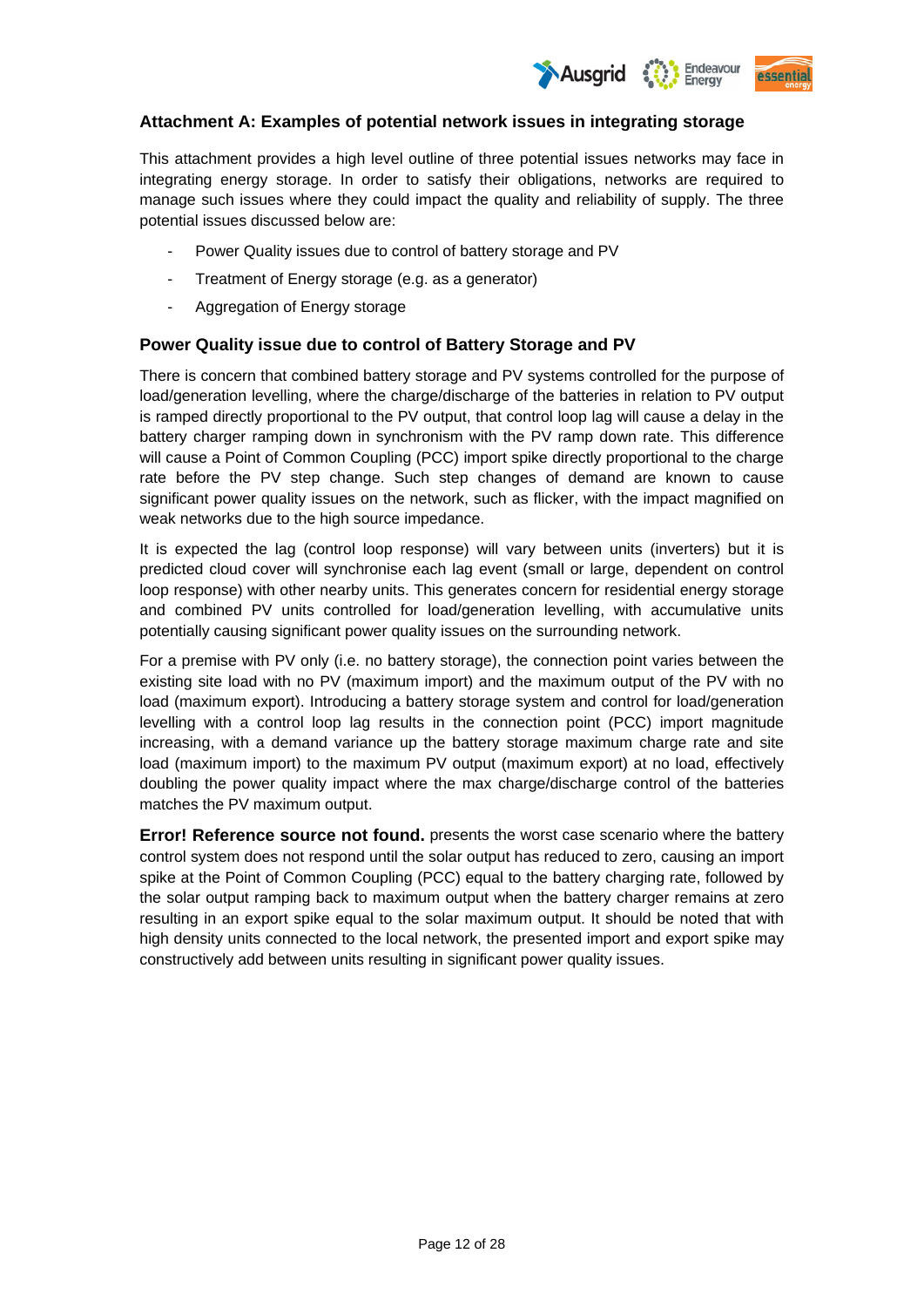### Attachment A: Examples of potential network issues in integrating storage

This attachment provides a high level outline of three potential issues networks may face in integrating energy storage. In order to satisfy their obligations, networks are required to manage such issues where they could impact the quality and reliability of supply. The three potential issues discussed below are:

- Power Quality issues due to control of battery storage and PV
- Treatment of Energy storage (e.g. as a generator)
- Aggregation of Energy storage

#### Power Quality issue due to control of Battery Storage and PV

There is concern that combined battery storage and PV systems controlled for the purpose of load/generation levelling, where the charge/discharge of the batteries in relation to PV output is ramped directly proportional to the PV output, that control loop lag will cause a delay in the battery charger ramping down in synchronism with the PV ramp down rate. This difference will cause a Point of Common Coupling (PCC) import spike directly proportional to the charge rate before the PV step change. Such step changes of demand are known to cause significant power quality issues on the network, such as flicker, with the impact magnified on weak networks due to the high source impedance.

It is expected the lag (control loop response) will vary between units (inverters) but it is predicted cloud cover will synchronise each lag event (small or large, dependent on control loop response) with other nearby units. This generates concern for residential energy storage and combined PV units controlled for load/generation levelling, with accumulative units potentially causing significant power quality issues on the surrounding network.

For a premise with PV only (i.e. no battery storage), the connection point varies between the existing site load with no PV (maximum import) and the maximum output of the PV with no load (maximum export). Introducing a battery storage system and control for load/generation levelling with a control loop lag results in the connection point (PCC) import magnitude increasing, with a demand variance up the battery storage maximum charge rate and site load (maximum import) to the maximum PV output (maximum export) at no load, effectively doubling the power quality impact where the max charge/discharge control of the batteries matches the PV maximum output.

**Error! Reference source not found.** presents the worst case scenario where the battery control system does not respond until the solar output has reduced to zero, causing an import spike at the Point of Common Coupling (PCC) equal to the battery charging rate, followed by the solar output ramping back to maximum output when the battery charger remains at zero resulting in an export spike equal to the solar maximum output. It should be noted that with high density units connected to the local network, the presented import and export spike may constructively add between units resulting in significant power quality issues.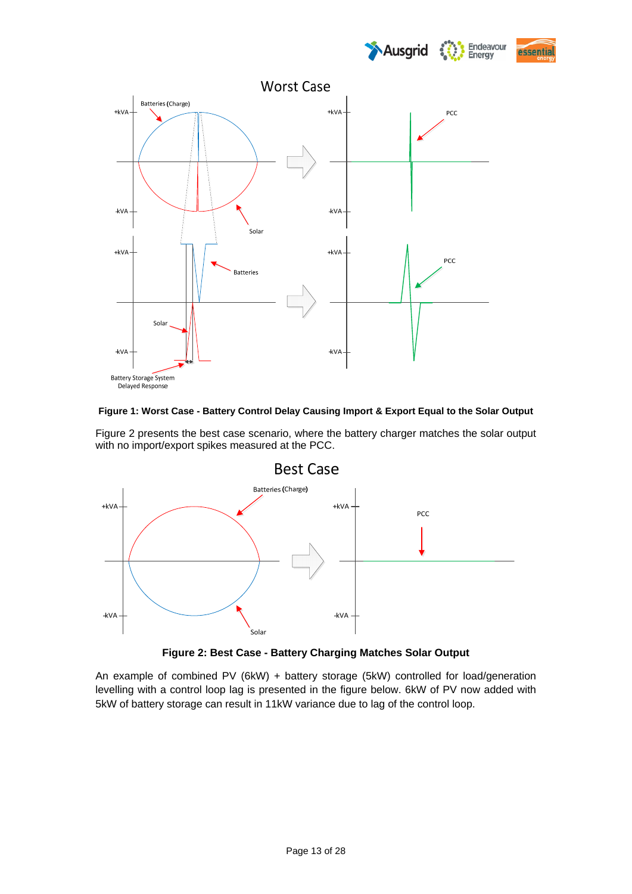**Figure 1: Worst Case - Battery Control Delay Causing Import & Export Equal to the Solar Output**

Figure 2 presents the best case scenario, where the battery charger matches the solar output with no import/export spikes measured at the PCC.

**Figure 2: Best Case - Battery Charging Matches Solar Output**

An example of combined PV (6kW) + battery storage (5kW) controlled for load/generation levelling with a control loop lag is presented in the figure below. 6kW of PV now added with 5kW of battery storage can result in 11kW variance due to lag of the control loop.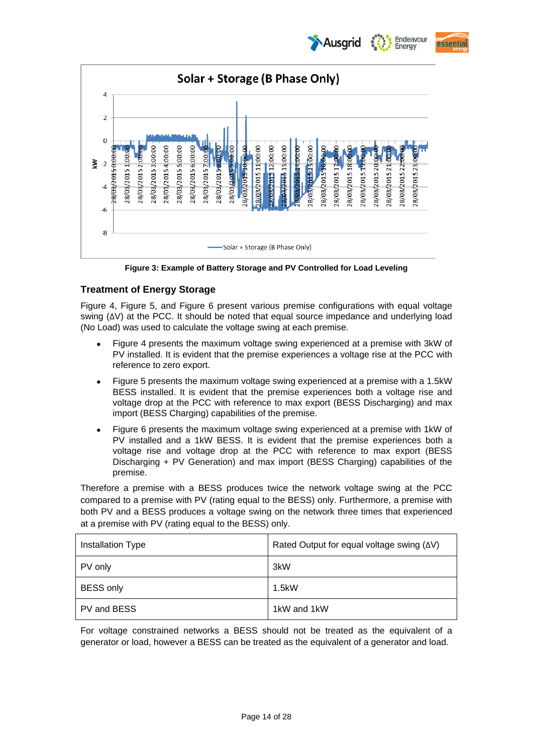Figure 3: Example of Battery Storage and PV Controlled for Load Leveling

## Treatment of Energy Storage

Figure 4, Figure 5, and Figure 6 present various premise configurations with equal voltage swing (ΔV) at the PCC. It should be noted that equal source impedance and underlying load (No Load) was used to calculate the voltage swing at each premise.

- Figure 4 presents the maximum voltage swing experienced at a premise with 3kW of PV installed. It is evident that the premise experiences a voltage rise at the PCC with reference to zero export.
- Figure 5 presents the maximum voltage swing experienced at a premise with a 1.5kW BESS installed. It is evident that the premise experiences both a voltage rise and voltage drop at the PCC with reference to max export (BESS Discharging) and max import (BESS Charging) capabilities of the premise.
- Figure 6 presents the maximum voltage swing experienced at a premise with 1kW of PV installed and a 1kW BESS. It is evident that the premise experiences both a voltage rise and voltage drop at the PCC with reference to max export (BESS Discharging + PV Generation) and max import (BESS Charging) capabilities of the premise.

Therefore a premise with a BESS produces twice the network voltage swing at the PCC compared to a premise with PV (rating equal to the BESS) only. Furthermore, a premise with both PV and a BESS produces a voltage swing on the network three times that experienced at a premise with PV (rating equal to the BESS) only.

| Installation Type | Rated Output for equal voltage swing (ΔV) |
| --- | --- |
| PV only | 3kW |
| BESS only | 1.5kW |
| PV and BESS | 1kW and 1kW |

For voltage constrained networks a BESS should not be treated as the equivalent of a generator or load, however a BESS can be treated as the equivalent of a generator and load.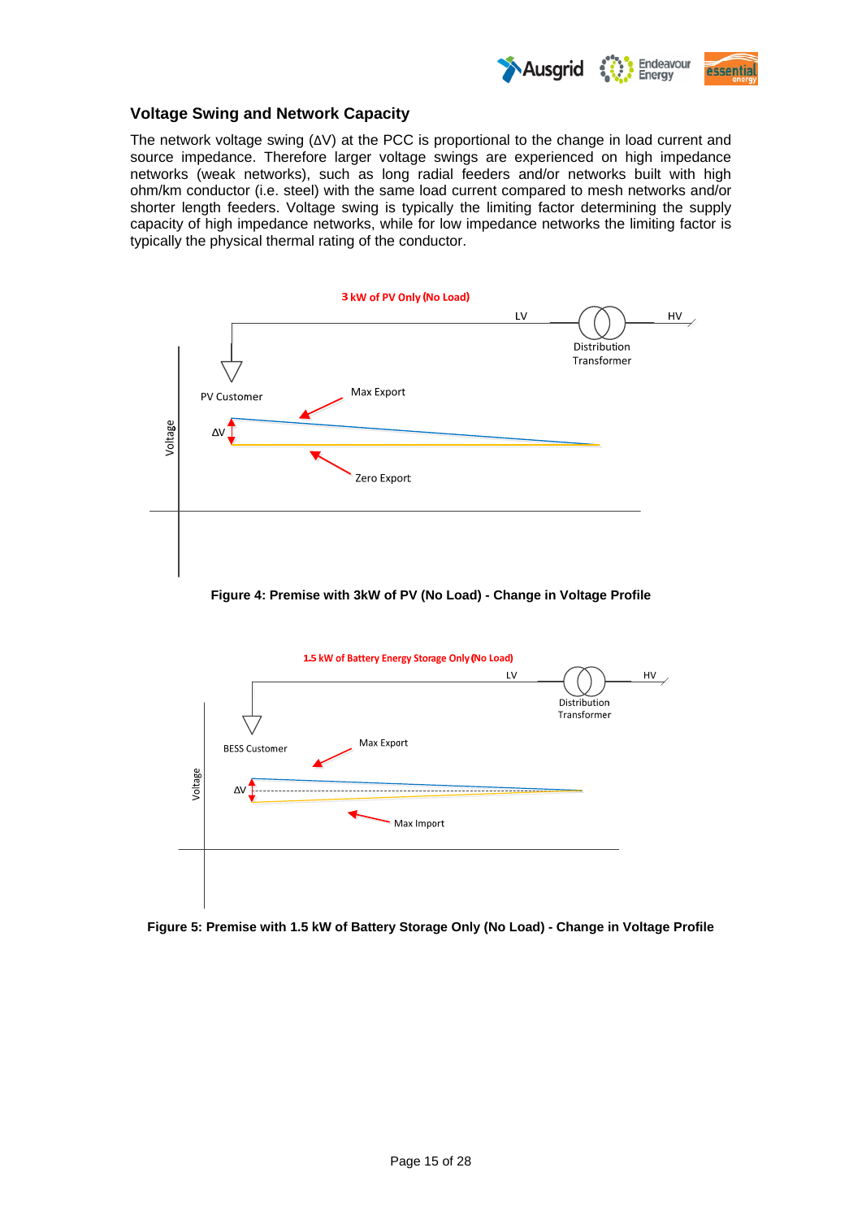## Voltage Swing and Network Capacity

The network voltage swing (ΔV) at the PCC is proportional to the change in load current and source impedance. Therefore larger voltage swings are experienced on high impedance networks (weak networks), such as long radial feeders and/or networks built with high ohm/km conductor (i.e. steel) with the same load current compared to mesh networks and/or shorter length feeders. Voltage swing is typically the limiting factor determining the supply capacity of high impedance networks, while for low impedance networks the limiting factor is typically the physical thermal rating of the conductor.

**Figure 4: Premise with 3kW of PV (No Load) - Change in Voltage Profile**

**Figure 5: Premise with 1.5 kW of Battery Storage Only (No Load) - Change in Voltage Profile**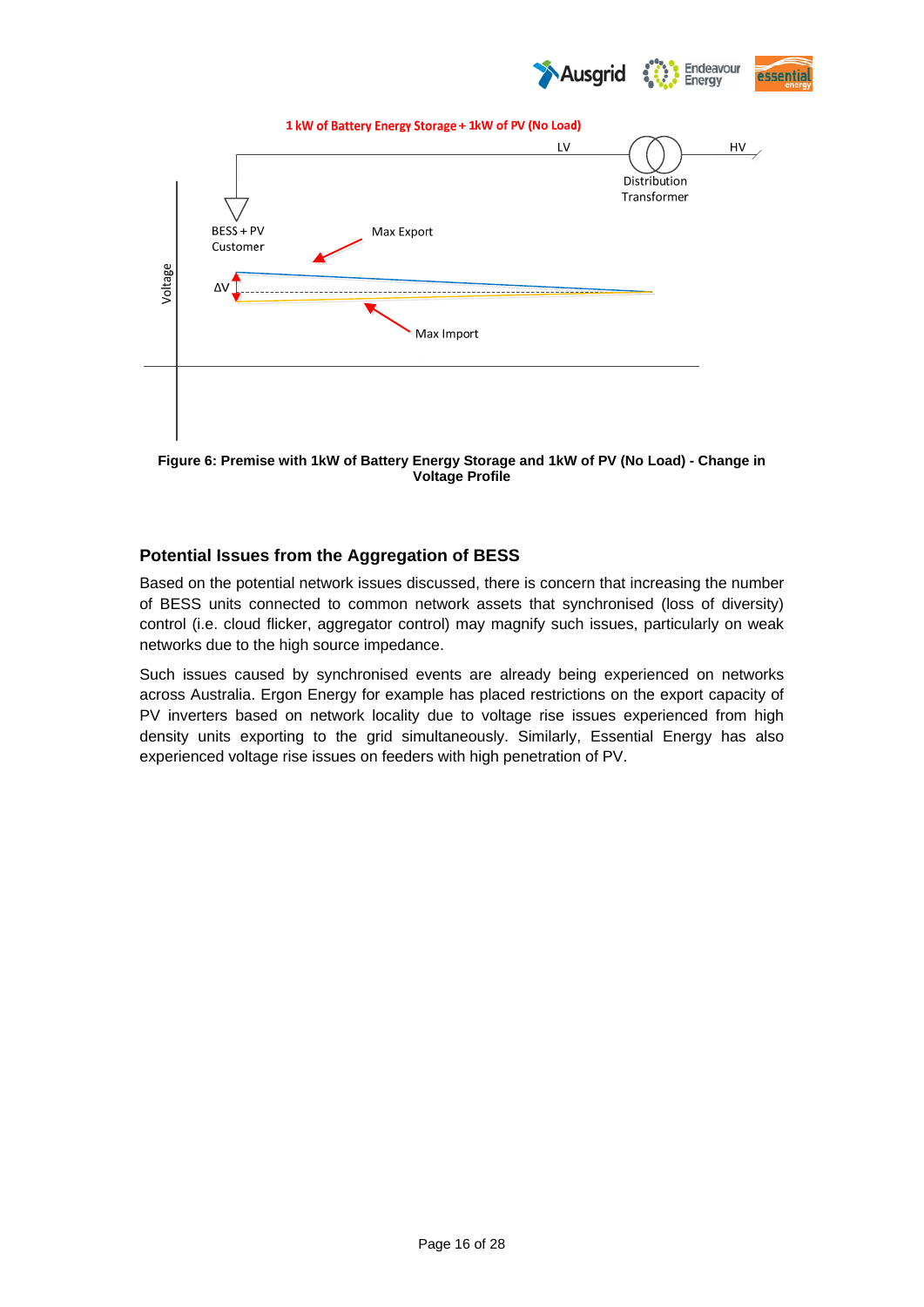**Figure 6: Premise with 1kW of Battery Energy Storage and 1kW of PV (No Load) - Change in Voltage Profile**

## Potential Issues from the Aggregation of BESS

Based on the potential network issues discussed, there is concern that increasing the number of BESS units connected to common network assets that synchronised (loss of diversity) control (i.e. cloud flicker, aggregator control) may magnify such issues, particularly on weak networks due to the high source impedance.

Such issues caused by synchronised events are already being experienced on networks across Australia. Ergon Energy for example has placed restrictions on the export capacity of PV inverters based on network locality due to voltage rise issues experienced from high density units exporting to the grid simultaneously. Similarly, Essential Energy has also experienced voltage rise issues on feeders with high penetration of PV.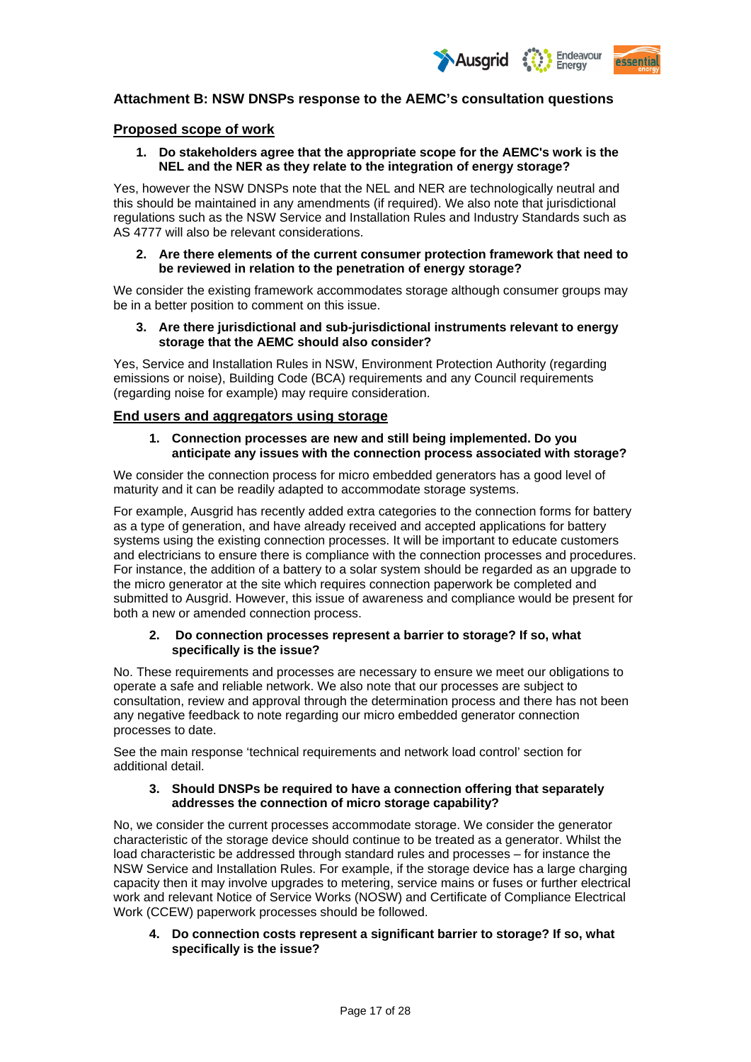## Attachment B: NSW DNSPs response to the AEMC's consultation questions

### Proposed scope of work

**1. Do stakeholders agree that the appropriate scope for the AEMC's work is the NEL and the NER as they relate to the integration of energy storage?**

Yes, however the NSW DNSPs note that the NEL and NER are technologically neutral and this should be maintained in any amendments (if required). We also note that jurisdictional regulations such as the NSW Service and Installation Rules and Industry Standards such as AS 4777 will also be relevant considerations.

**2. Are there elements of the current consumer protection framework that need to be reviewed in relation to the penetration of energy storage?**

We consider the existing framework accommodates storage although consumer groups may be in a better position to comment on this issue.

**3. Are there jurisdictional and sub-jurisdictional instruments relevant to energy storage that the AEMC should also consider?**

Yes, Service and Installation Rules in NSW, Environment Protection Authority (regarding emissions or noise), Building Code (BCA) requirements and any Council requirements (regarding noise for example) may require consideration.

### End users and aggregators using storage

**1. Connection processes are new and still being implemented. Do you anticipate any issues with the connection process associated with storage?**

We consider the connection process for micro embedded generators has a good level of maturity and it can be readily adapted to accommodate storage systems.

For example, Ausgrid has recently added extra categories to the connection forms for battery as a type of generation, and have already received and accepted applications for battery systems using the existing connection processes. It will be important to educate customers and electricians to ensure there is compliance with the connection processes and procedures. For instance, the addition of a battery to a solar system should be regarded as an upgrade to the micro generator at the site which requires connection paperwork be completed and submitted to Ausgrid. However, this issue of awareness and compliance would be present for both a new or amended connection process.

**2. Do connection processes represent a barrier to storage? If so, what specifically is the issue?**

No. These requirements and processes are necessary to ensure we meet our obligations to operate a safe and reliable network. We also note that our processes are subject to consultation, review and approval through the determination process and there has not been any negative feedback to note regarding our micro embedded generator connection processes to date.

See the main response 'technical requirements and network load control' section for additional detail.

**3. Should DNSPs be required to have a connection offering that separately addresses the connection of micro storage capability?**

No, we consider the current processes accommodate storage. We consider the generator characteristic of the storage device should continue to be treated as a generator. Whilst the load characteristic be addressed through standard rules and processes – for instance the NSW Service and Installation Rules. For example, if the storage device has a large charging capacity then it may involve upgrades to metering, service mains or fuses or further electrical work and relevant Notice of Service Works (NOSW) and Certificate of Compliance Electrical Work (CCEW) paperwork processes should be followed.

**4. Do connection costs represent a significant barrier to storage? If so, what specifically is the issue?**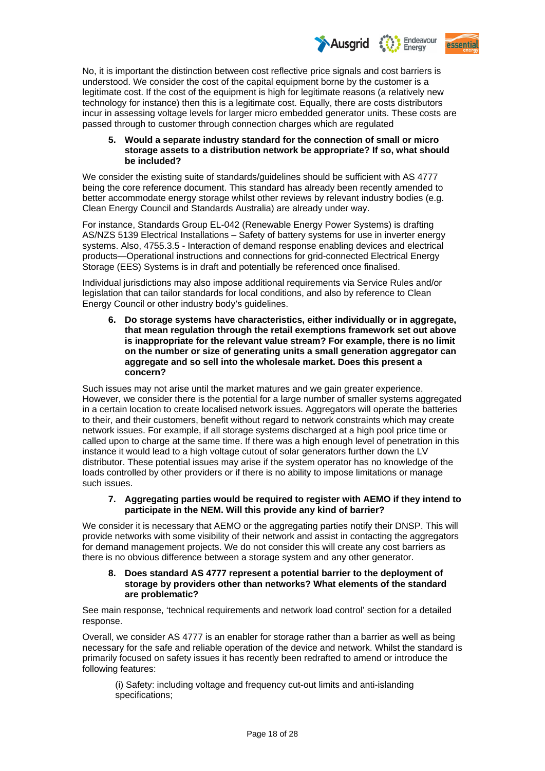No, it is important the distinction between cost reflective price signals and cost barriers is understood. We consider the cost of the capital equipment borne by the customer is a legitimate cost. If the cost of the equipment is high for legitimate reasons (a relatively new technology for instance) then this is a legitimate cost. Equally, there are costs distributors incur in assessing voltage levels for larger micro embedded generator units. These costs are passed through to customer through connection charges which are regulated

5. **Would a separate industry standard for the connection of small or micro storage assets to a distribution network be appropriate? If so, what should be included?**

We consider the existing suite of standards/guidelines should be sufficient with AS 4777 being the core reference document. This standard has already been recently amended to better accommodate energy storage whilst other reviews by relevant industry bodies (e.g. Clean Energy Council and Standards Australia) are already under way.

For instance, Standards Group EL-042 (Renewable Energy Power Systems) is drafting AS/NZS 5139 Electrical Installations – Safety of battery systems for use in inverter energy systems. Also, 4755.3.5 - Interaction of demand response enabling devices and electrical products—Operational instructions and connections for grid-connected Electrical Energy Storage (EES) Systems is in draft and potentially be referenced once finalised.

Individual jurisdictions may also impose additional requirements via Service Rules and/or legislation that can tailor standards for local conditions, and also by reference to Clean Energy Council or other industry body's guidelines.

6. **Do storage systems have characteristics, either individually or in aggregate, that mean regulation through the retail exemptions framework set out above is inappropriate for the relevant value stream? For example, there is no limit on the number or size of generating units a small generation aggregator can aggregate and so sell into the wholesale market. Does this present a concern?**

Such issues may not arise until the market matures and we gain greater experience. However, we consider there is the potential for a large number of smaller systems aggregated in a certain location to create localised network issues. Aggregators will operate the batteries to their, and their customers, benefit without regard to network constraints which may create network issues. For example, if all storage systems discharged at a high pool price time or called upon to charge at the same time. If there was a high enough level of penetration in this instance it would lead to a high voltage cutout of solar generators further down the LV distributor. These potential issues may arise if the system operator has no knowledge of the loads controlled by other providers or if there is no ability to impose limitations or manage such issues.

7. **Aggregating parties would be required to register with AEMO if they intend to participate in the NEM. Will this provide any kind of barrier?**

We consider it is necessary that AEMO or the aggregating parties notify their DNSP. This will provide networks with some visibility of their network and assist in contacting the aggregators for demand management projects. We do not consider this will create any cost barriers as there is no obvious difference between a storage system and any other generator.

8. **Does standard AS 4777 represent a potential barrier to the deployment of storage by providers other than networks? What elements of the standard are problematic?**

See main response, 'technical requirements and network load control' section for a detailed response.

Overall, we consider AS 4777 is an enabler for storage rather than a barrier as well as being necessary for the safe and reliable operation of the device and network. Whilst the standard is primarily focused on safety issues it has recently been redrafted to amend or introduce the following features:

(i) Safety: including voltage and frequency cut-out limits and anti-islanding specifications;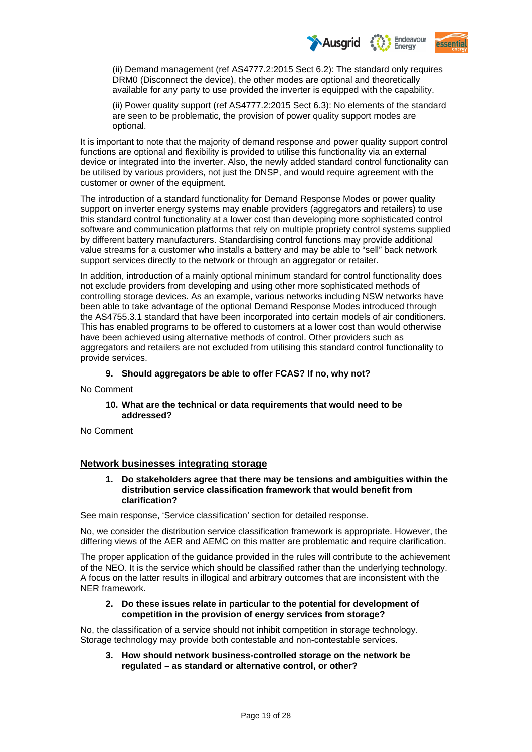(ii) Demand management (ref AS4777.2:2015 Sect 6.2): The standard only requires DRM0 (Disconnect the device), the other modes are optional and theoretically available for any party to use provided the inverter is equipped with the capability.

(ii) Power quality support (ref AS4777.2:2015 Sect 6.3): No elements of the standard are seen to be problematic, the provision of power quality support modes are optional.

It is important to note that the majority of demand response and power quality support control functions are optional and flexibility is provided to utilise this functionality via an external device or integrated into the inverter. Also, the newly added standard control functionality can be utilised by various providers, not just the DNSP, and would require agreement with the customer or owner of the equipment.

The introduction of a standard functionality for Demand Response Modes or power quality support on inverter energy systems may enable providers (aggregators and retailers) to use this standard control functionality at a lower cost than developing more sophisticated control software and communication platforms that rely on multiple propriety control systems supplied by different battery manufacturers. Standardising control functions may provide additional value streams for a customer who installs a battery and may be able to "sell" back network support services directly to the network or through an aggregator or retailer.

In addition, introduction of a mainly optional minimum standard for control functionality does not exclude providers from developing and using other more sophisticated methods of controlling storage devices. As an example, various networks including NSW networks have been able to take advantage of the optional Demand Response Modes introduced through the AS4755.3.1 standard that have been incorporated into certain models of air conditioners. This has enabled programs to be offered to customers at a lower cost than would otherwise have been achieved using alternative methods of control. Other providers such as aggregators and retailers are not excluded from utilising this standard control functionality to provide services.

9. **Should aggregators be able to offer FCAS? If no, why not?**

No Comment

10. **What are the technical or data requirements that would need to be addressed?**

No Comment

## Network businesses integrating storage

1. **Do stakeholders agree that there may be tensions and ambiguities within the distribution service classification framework that would benefit from clarification?**

See main response, 'Service classification' section for detailed response.

No, we consider the distribution service classification framework is appropriate. However, the differing views of the AER and AEMC on this matter are problematic and require clarification.

The proper application of the guidance provided in the rules will contribute to the achievement of the NEO. It is the service which should be classified rather than the underlying technology. A focus on the latter results in illogical and arbitrary outcomes that are inconsistent with the NER framework.

2. **Do these issues relate in particular to the potential for development of competition in the provision of energy services from storage?**

No, the classification of a service should not inhibit competition in storage technology. Storage technology may provide both contestable and non-contestable services.

3. **How should network business-controlled storage on the network be regulated – as standard or alternative control, or other?**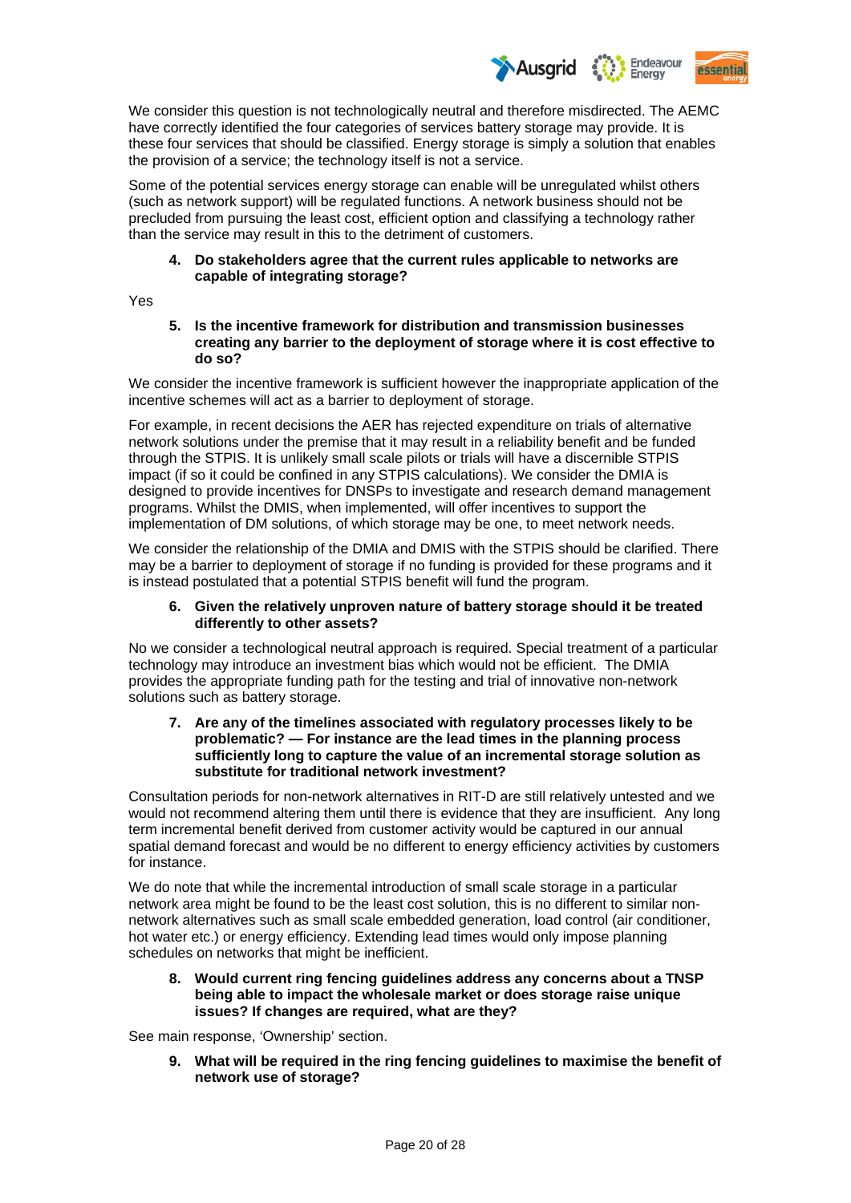We consider this question is not technologically neutral and therefore misdirected. The AEMC have correctly identified the four categories of services battery storage may provide. It is these four services that should be classified. Energy storage is simply a solution that enables the provision of a service; the technology itself is not a service.

Some of the potential services energy storage can enable will be unregulated whilst others (such as network support) will be regulated functions. A network business should not be precluded from pursuing the least cost, efficient option and classifying a technology rather than the service may result in this to the detriment of customers.

4. **Do stakeholders agree that the current rules applicable to networks are capable of integrating storage?**

Yes

5. **Is the incentive framework for distribution and transmission businesses creating any barrier to the deployment of storage where it is cost effective to do so?**

We consider the incentive framework is sufficient however the inappropriate application of the incentive schemes will act as a barrier to deployment of storage.

For example, in recent decisions the AER has rejected expenditure on trials of alternative network solutions under the premise that it may result in a reliability benefit and be funded through the STPIS. It is unlikely small scale pilots or trials will have a discernible STPIS impact (if so it could be confined in any STPIS calculations). We consider the DMIA is designed to provide incentives for DNSPs to investigate and research demand management programs. Whilst the DMIS, when implemented, will offer incentives to support the implementation of DM solutions, of which storage may be one, to meet network needs.

We consider the relationship of the DMIA and DMIS with the STPIS should be clarified. There may be a barrier to deployment of storage if no funding is provided for these programs and it is instead postulated that a potential STPIS benefit will fund the program.

6. **Given the relatively unproven nature of battery storage should it be treated differently to other assets?**

No we consider a technological neutral approach is required. Special treatment of a particular technology may introduce an investment bias which would not be efficient. The DMIA provides the appropriate funding path for the testing and trial of innovative non-network solutions such as battery storage.

7. **Are any of the timelines associated with regulatory processes likely to be problematic? — For instance are the lead times in the planning process sufficiently long to capture the value of an incremental storage solution as substitute for traditional network investment?**

Consultation periods for non-network alternatives in RIT-D are still relatively untested and we would not recommend altering them until there is evidence that they are insufficient. Any long term incremental benefit derived from customer activity would be captured in our annual spatial demand forecast and would be no different to energy efficiency activities by customers for instance.

We do note that while the incremental introduction of small scale storage in a particular network area might be found to be the least cost solution, this is no different to similar non-network alternatives such as small scale embedded generation, load control (air conditioner, hot water etc.) or energy efficiency. Extending lead times would only impose planning schedules on networks that might be inefficient.

8. **Would current ring fencing guidelines address any concerns about a TNSP being able to impact the wholesale market or does storage raise unique issues? If changes are required, what are they?**

See main response, 'Ownership' section.

9. **What will be required in the ring fencing guidelines to maximise the benefit of network use of storage?**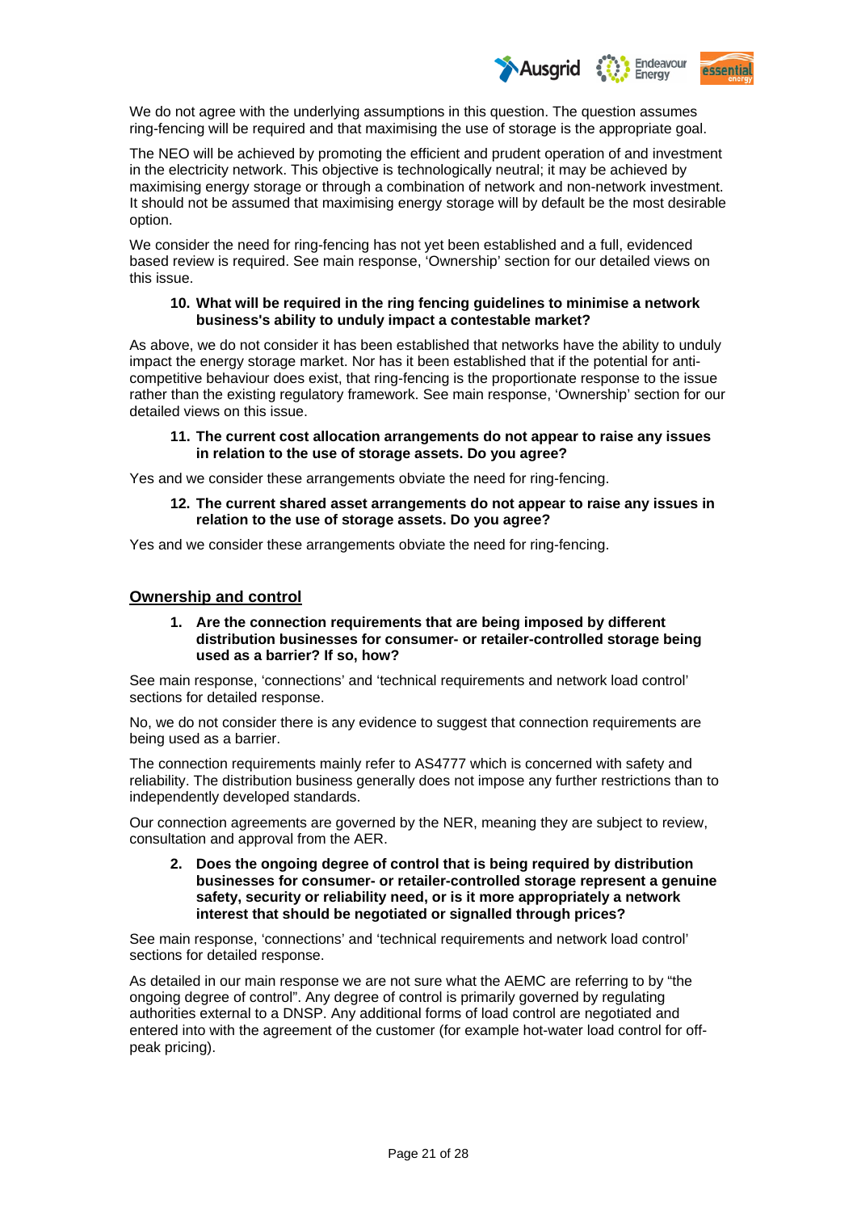We do not agree with the underlying assumptions in this question. The question assumes ring-fencing will be required and that maximising the use of storage is the appropriate goal.

The NEO will be achieved by promoting the efficient and prudent operation of and investment in the electricity network. This objective is technologically neutral; it may be achieved by maximising energy storage or through a combination of network and non-network investment. It should not be assumed that maximising energy storage will by default be the most desirable option.

We consider the need for ring-fencing has not yet been established and a full, evidenced based review is required. See main response, 'Ownership' section for our detailed views on this issue.

10. **What will be required in the ring fencing guidelines to minimise a network business's ability to unduly impact a contestable market?**

As above, we do not consider it has been established that networks have the ability to unduly impact the energy storage market. Nor has it been established that if the potential for anti-competitive behaviour does exist, that ring-fencing is the proportionate response to the issue rather than the existing regulatory framework. See main response, 'Ownership' section for our detailed views on this issue.

11. **The current cost allocation arrangements do not appear to raise any issues in relation to the use of storage assets. Do you agree?**

Yes and we consider these arrangements obviate the need for ring-fencing.

12. **The current shared asset arrangements do not appear to raise any issues in relation to the use of storage assets. Do you agree?**

Yes and we consider these arrangements obviate the need for ring-fencing.

## Ownership and control

1. **Are the connection requirements that are being imposed by different distribution businesses for consumer- or retailer-controlled storage being used as a barrier? If so, how?**

See main response, 'connections' and 'technical requirements and network load control' sections for detailed response.

No, we do not consider there is any evidence to suggest that connection requirements are being used as a barrier.

The connection requirements mainly refer to AS4777 which is concerned with safety and reliability. The distribution business generally does not impose any further restrictions than to independently developed standards.

Our connection agreements are governed by the NER, meaning they are subject to review, consultation and approval from the AER.

2. **Does the ongoing degree of control that is being required by distribution businesses for consumer- or retailer-controlled storage represent a genuine safety, security or reliability need, or is it more appropriately a network interest that should be negotiated or signalled through prices?**

See main response, 'connections' and 'technical requirements and network load control' sections for detailed response.

As detailed in our main response we are not sure what the AEMC are referring to by "the ongoing degree of control". Any degree of control is primarily governed by regulating authorities external to a DNSP. Any additional forms of load control are negotiated and entered into with the agreement of the customer (for example hot-water load control for off-peak pricing).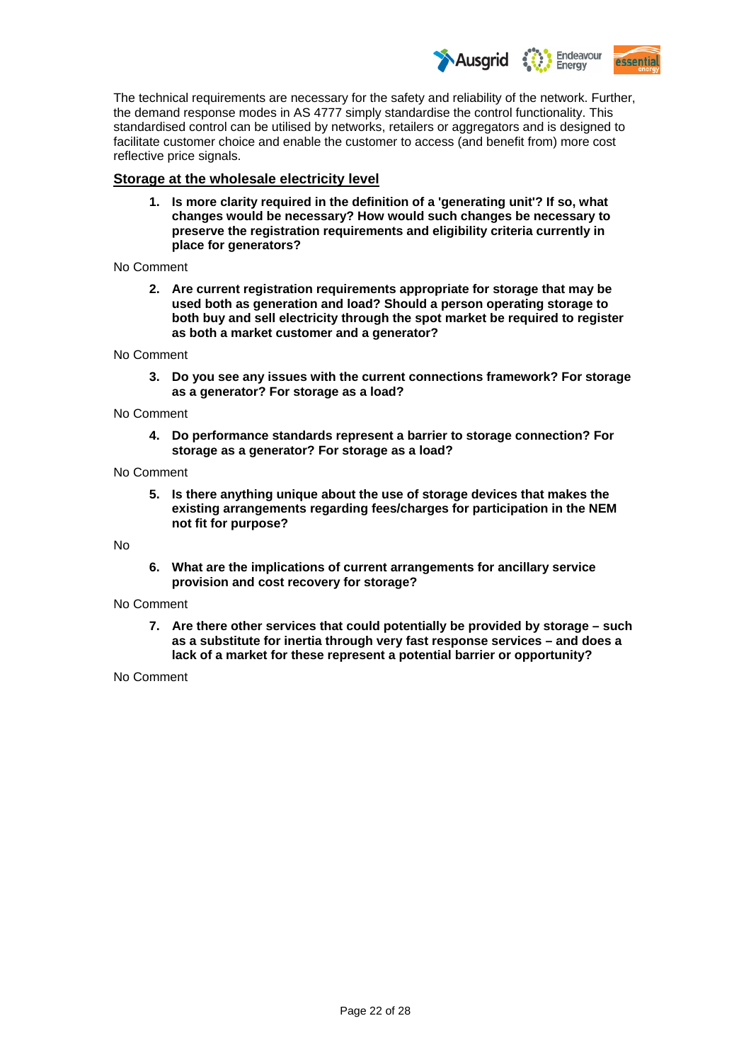The technical requirements are necessary for the safety and reliability of the network. Further, the demand response modes in AS 4777 simply standardise the control functionality. This standardised control can be utilised by networks, retailers or aggregators and is designed to facilitate customer choice and enable the customer to access (and benefit from) more cost reflective price signals.

## Storage at the wholesale electricity level

1. **Is more clarity required in the definition of a 'generating unit'? If so, what changes would be necessary? How would such changes be necessary to preserve the registration requirements and eligibility criteria currently in place for generators?**

No Comment

2. **Are current registration requirements appropriate for storage that may be used both as generation and load? Should a person operating storage to both buy and sell electricity through the spot market be required to register as both a market customer and a generator?**

No Comment

3. **Do you see any issues with the current connections framework? For storage as a generator? For storage as a load?**

No Comment

4. **Do performance standards represent a barrier to storage connection? For storage as a generator? For storage as a load?**

No Comment

5. **Is there anything unique about the use of storage devices that makes the existing arrangements regarding fees/charges for participation in the NEM not fit for purpose?**

No

6. **What are the implications of current arrangements for ancillary service provision and cost recovery for storage?**

No Comment

7. **Are there other services that could potentially be provided by storage – such as a substitute for inertia through very fast response services – and does a lack of a market for these represent a potential barrier or opportunity?**

No Comment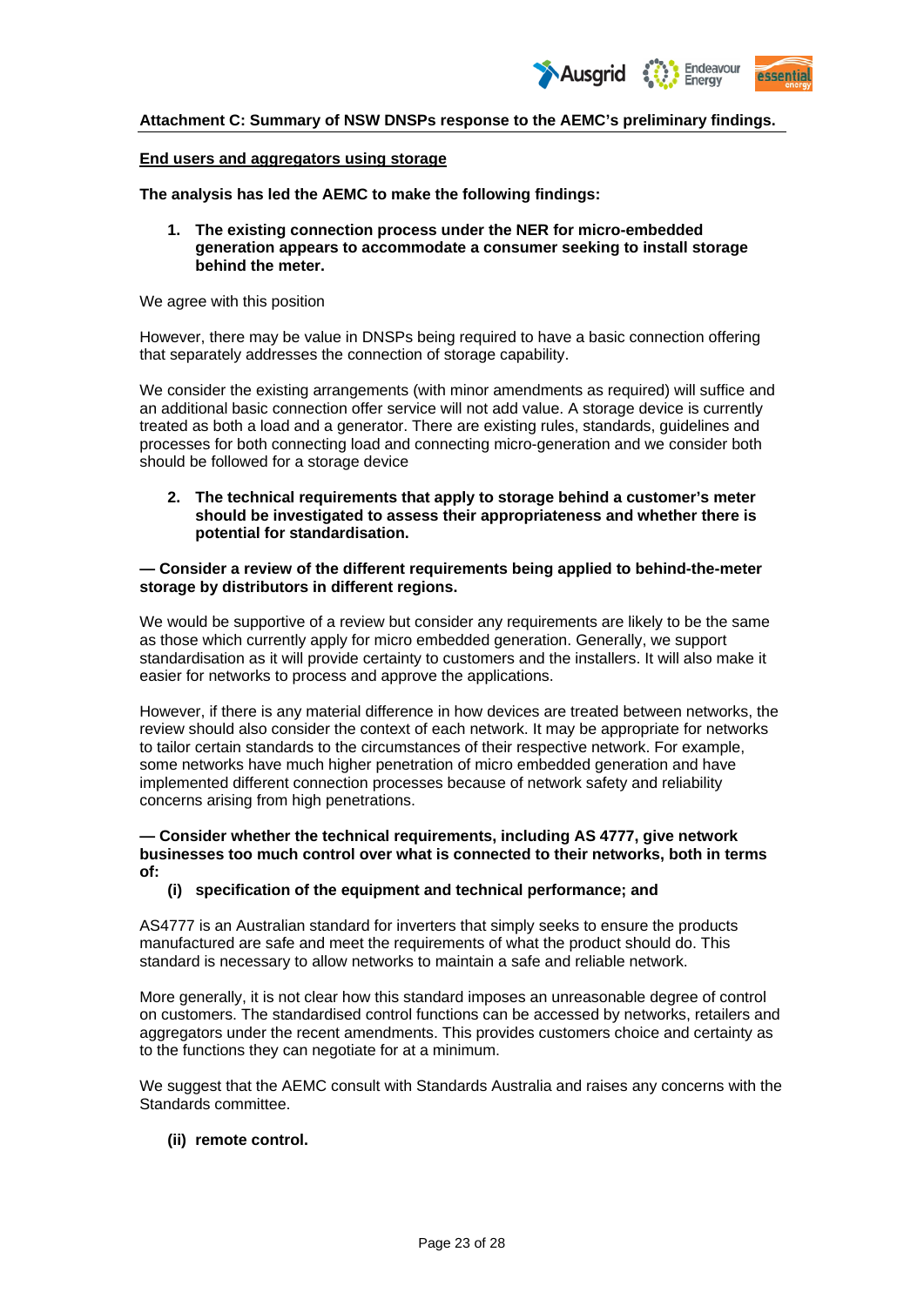**Attachment C: Summary of NSW DNSPs response to the AEMC's preliminary findings.**

**End users and aggregators using storage**

**The analysis has led the AEMC to make the following findings:**

1. **The existing connection process under the NER for micro-embedded generation appears to accommodate a consumer seeking to install storage behind the meter.**

We agree with this position

However, there may be value in DNSPs being required to have a basic connection offering that separately addresses the connection of storage capability.

We consider the existing arrangements (with minor amendments as required) will suffice and an additional basic connection offer service will not add value. A storage device is currently treated as both a load and a generator. There are existing rules, standards, guidelines and processes for both connecting load and connecting micro-generation and we consider both should be followed for a storage device

2. **The technical requirements that apply to storage behind a customer's meter should be investigated to assess their appropriateness and whether there is potential for standardisation.**

**— Consider a review of the different requirements being applied to behind-the-meter storage by distributors in different regions.**

We would be supportive of a review but consider any requirements are likely to be the same as those which currently apply for micro embedded generation. Generally, we support standardisation as it will provide certainty to customers and the installers. It will also make it easier for networks to process and approve the applications.

However, if there is any material difference in how devices are treated between networks, the review should also consider the context of each network. It may be appropriate for networks to tailor certain standards to the circumstances of their respective network. For example, some networks have much higher penetration of micro embedded generation and have implemented different connection processes because of network safety and reliability concerns arising from high penetrations.

**— Consider whether the technical requirements, including AS 4777, give network businesses too much control over what is connected to their networks, both in terms of:**

**(i) specification of the equipment and technical performance; and**

AS4777 is an Australian standard for inverters that simply seeks to ensure the products manufactured are safe and meet the requirements of what the product should do. This standard is necessary to allow networks to maintain a safe and reliable network.

More generally, it is not clear how this standard imposes an unreasonable degree of control on customers. The standardised control functions can be accessed by networks, retailers and aggregators under the recent amendments. This provides customers choice and certainty as to the functions they can negotiate for at a minimum.

We suggest that the AEMC consult with Standards Australia and raises any concerns with the Standards committee.

**(ii) remote control.**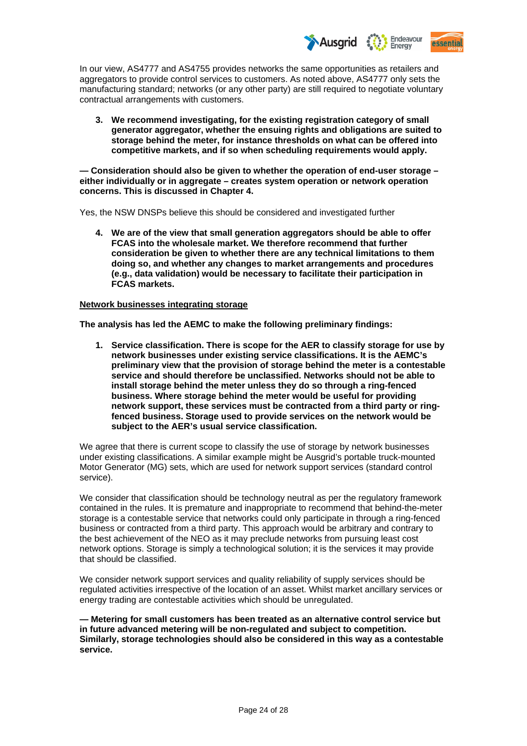In our view, AS4777 and AS4755 provides networks the same opportunities as retailers and aggregators to provide control services to customers. As noted above, AS4777 only sets the manufacturing standard; networks (or any other party) are still required to negotiate voluntary contractual arrangements with customers.

3. **We recommend investigating, for the existing registration category of small generator aggregator, whether the ensuing rights and obligations are suited to storage behind the meter, for instance thresholds on what can be offered into competitive markets, and if so when scheduling requirements would apply.**

**— Consideration should also be given to whether the operation of end-user storage – either individually or in aggregate – creates system operation or network operation concerns. This is discussed in Chapter 4.**

Yes, the NSW DNSPs believe this should be considered and investigated further

4. **We are of the view that small generation aggregators should be able to offer FCAS into the wholesale market. We therefore recommend that further consideration be given to whether there are any technical limitations to them doing so, and whether any changes to market arrangements and procedures (e.g., data validation) would be necessary to facilitate their participation in FCAS markets.**

<u>**Network businesses integrating storage**</u>

**The analysis has led the AEMC to make the following preliminary findings:**

1. **Service classification. There is scope for the AER to classify storage for use by network businesses under existing service classifications. It is the AEMC's preliminary view that the provision of storage behind the meter is a contestable service and should therefore be unclassified. Networks should not be able to install storage behind the meter unless they do so through a ring-fenced business. Where storage behind the meter would be useful for providing network support, these services must be contracted from a third party or ring-fenced business. Storage used to provide services on the network would be subject to the AER's usual service classification.**

We agree that there is current scope to classify the use of storage by network businesses under existing classifications. A similar example might be Ausgrid's portable truck-mounted Motor Generator (MG) sets, which are used for network support services (standard control service).

We consider that classification should be technology neutral as per the regulatory framework contained in the rules. It is premature and inappropriate to recommend that behind-the-meter storage is a contestable service that networks could only participate in through a ring-fenced business or contracted from a third party. This approach would be arbitrary and contrary to the best achievement of the NEO as it may preclude networks from pursuing least cost network options. Storage is simply a technological solution; it is the services it may provide that should be classified.

We consider network support services and quality reliability of supply services should be regulated activities irrespective of the location of an asset. Whilst market ancillary services or energy trading are contestable activities which should be unregulated.

**— Metering for small customers has been treated as an alternative control service but in future advanced metering will be non-regulated and subject to competition. Similarly, storage technologies should also be considered in this way as a contestable service.**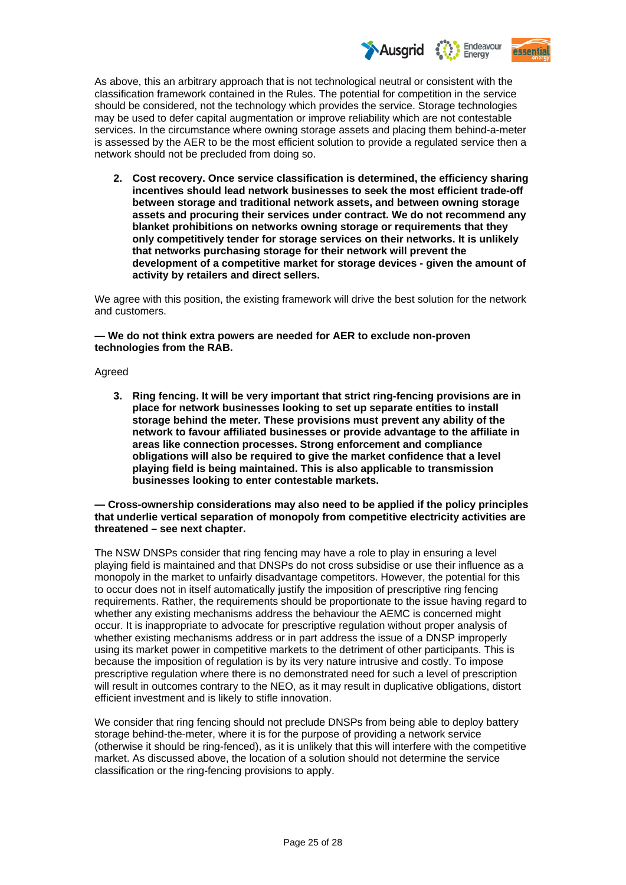As above, this an arbitrary approach that is not technological neutral or consistent with the classification framework contained in the Rules. The potential for competition in the service should be considered, not the technology which provides the service. Storage technologies may be used to defer capital augmentation or improve reliability which are not contestable services. In the circumstance where owning storage assets and placing them behind-a-meter is assessed by the AER to be the most efficient solution to provide a regulated service then a network should not be precluded from doing so.

2. **Cost recovery. Once service classification is determined, the efficiency sharing incentives should lead network businesses to seek the most efficient trade-off between storage and traditional network assets, and between owning storage assets and procuring their services under contract. We do not recommend any blanket prohibitions on networks owning storage or requirements that they only competitively tender for storage services on their networks. It is unlikely that networks purchasing storage for their network will prevent the development of a competitive market for storage devices - given the amount of activity by retailers and direct sellers.**

We agree with this position, the existing framework will drive the best solution for the network and customers.

**— We do not think extra powers are needed for AER to exclude non-proven technologies from the RAB.**

Agreed

3. **Ring fencing. It will be very important that strict ring-fencing provisions are in place for network businesses looking to set up separate entities to install storage behind the meter. These provisions must prevent any ability of the network to favour affiliated businesses or provide advantage to the affiliate in areas like connection processes. Strong enforcement and compliance obligations will also be required to give the market confidence that a level playing field is being maintained. This is also applicable to transmission businesses looking to enter contestable markets.**

**— Cross-ownership considerations may also need to be applied if the policy principles that underlie vertical separation of monopoly from competitive electricity activities are threatened – see next chapter.**

The NSW DNSPs consider that ring fencing may have a role to play in ensuring a level playing field is maintained and that DNSPs do not cross subsidise or use their influence as a monopoly in the market to unfairly disadvantage competitors. However, the potential for this to occur does not in itself automatically justify the imposition of prescriptive ring fencing requirements. Rather, the requirements should be proportionate to the issue having regard to whether any existing mechanisms address the behaviour the AEMC is concerned might occur. It is inappropriate to advocate for prescriptive regulation without proper analysis of whether existing mechanisms address or in part address the issue of a DNSP improperly using its market power in competitive markets to the detriment of other participants. This is because the imposition of regulation is by its very nature intrusive and costly. To impose prescriptive regulation where there is no demonstrated need for such a level of prescription will result in outcomes contrary to the NEO, as it may result in duplicative obligations, distort efficient investment and is likely to stifle innovation.

We consider that ring fencing should not preclude DNSPs from being able to deploy battery storage behind-the-meter, where it is for the purpose of providing a network service (otherwise it should be ring-fenced), as it is unlikely that this will interfere with the competitive market. As discussed above, the location of a solution should not determine the service classification or the ring-fencing provisions to apply.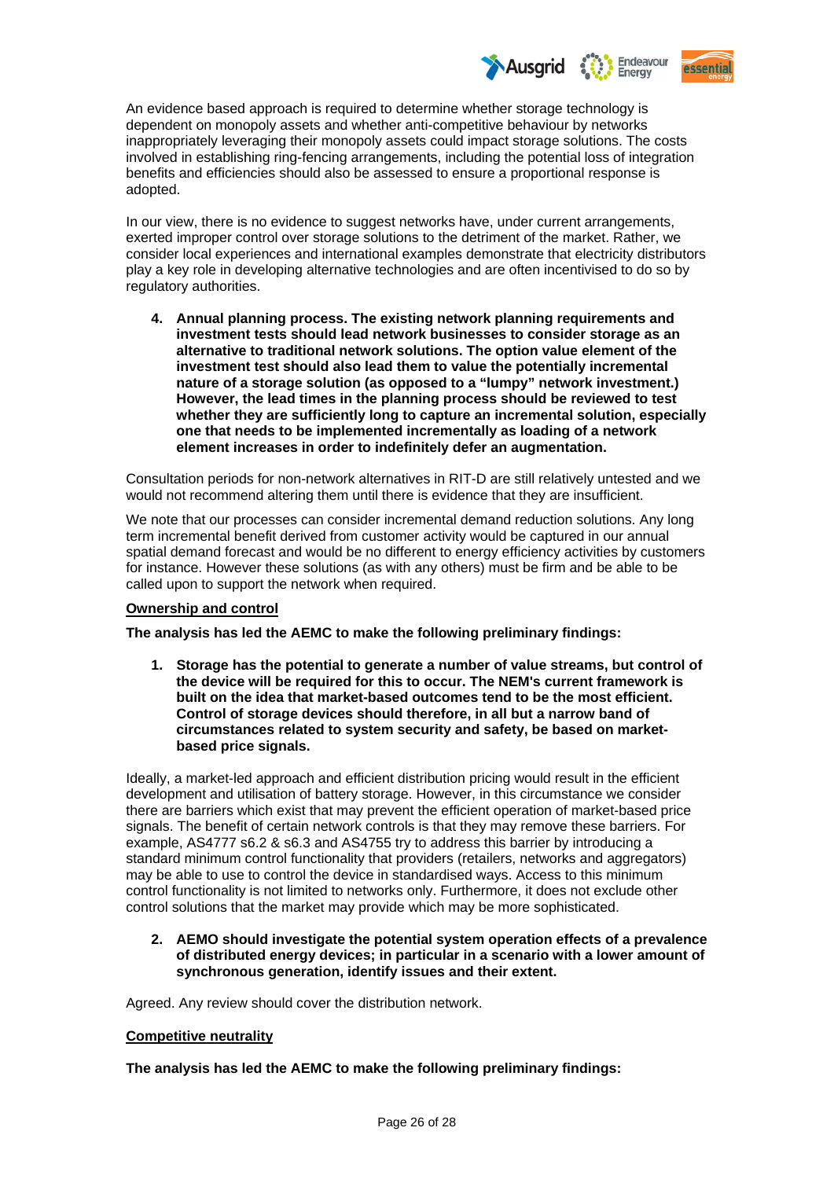An evidence based approach is required to determine whether storage technology is dependent on monopoly assets and whether anti-competitive behaviour by networks inappropriately leveraging their monopoly assets could impact storage solutions. The costs involved in establishing ring-fencing arrangements, including the potential loss of integration benefits and efficiencies should also be assessed to ensure a proportional response is adopted.

In our view, there is no evidence to suggest networks have, under current arrangements, exerted improper control over storage solutions to the detriment of the market. Rather, we consider local experiences and international examples demonstrate that electricity distributors play a key role in developing alternative technologies and are often incentivised to do so by regulatory authorities.

4. **Annual planning process. The existing network planning requirements and investment tests should lead network businesses to consider storage as an alternative to traditional network solutions. The option value element of the investment test should also lead them to value the potentially incremental nature of a storage solution (as opposed to a "lumpy" network investment.) However, the lead times in the planning process should be reviewed to test whether they are sufficiently long to capture an incremental solution, especially one that needs to be implemented incrementally as loading of a network element increases in order to indefinitely defer an augmentation.**

Consultation periods for non-network alternatives in RIT-D are still relatively untested and we would not recommend altering them until there is evidence that they are insufficient.

We note that our processes can consider incremental demand reduction solutions. Any long term incremental benefit derived from customer activity would be captured in our annual spatial demand forecast and would be no different to energy efficiency activities by customers for instance. However these solutions (as with any others) must be firm and be able to be called upon to support the network when required.

**<u>Ownership and control</u>**

**The analysis has led the AEMC to make the following preliminary findings:**

1. **Storage has the potential to generate a number of value streams, but control of the device will be required for this to occur. The NEM's current framework is built on the idea that market-based outcomes tend to be the most efficient. Control of storage devices should therefore, in all but a narrow band of circumstances related to system security and safety, be based on market-based price signals.**

Ideally, a market-led approach and efficient distribution pricing would result in the efficient development and utilisation of battery storage. However, in this circumstance we consider there are barriers which exist that may prevent the efficient operation of market-based price signals. The benefit of certain network controls is that they may remove these barriers. For example, AS4777 s6.2 & s6.3 and AS4755 try to address this barrier by introducing a standard minimum control functionality that providers (retailers, networks and aggregators) may be able to use to control the device in standardised ways. Access to this minimum control functionality is not limited to networks only. Furthermore, it does not exclude other control solutions that the market may provide which may be more sophisticated.

2. **AEMO should investigate the potential system operation effects of a prevalence of distributed energy devices; in particular in a scenario with a lower amount of synchronous generation, identify issues and their extent.**

Agreed. Any review should cover the distribution network.

**<u>Competitive neutrality</u>**

**The analysis has led the AEMC to make the following preliminary findings:**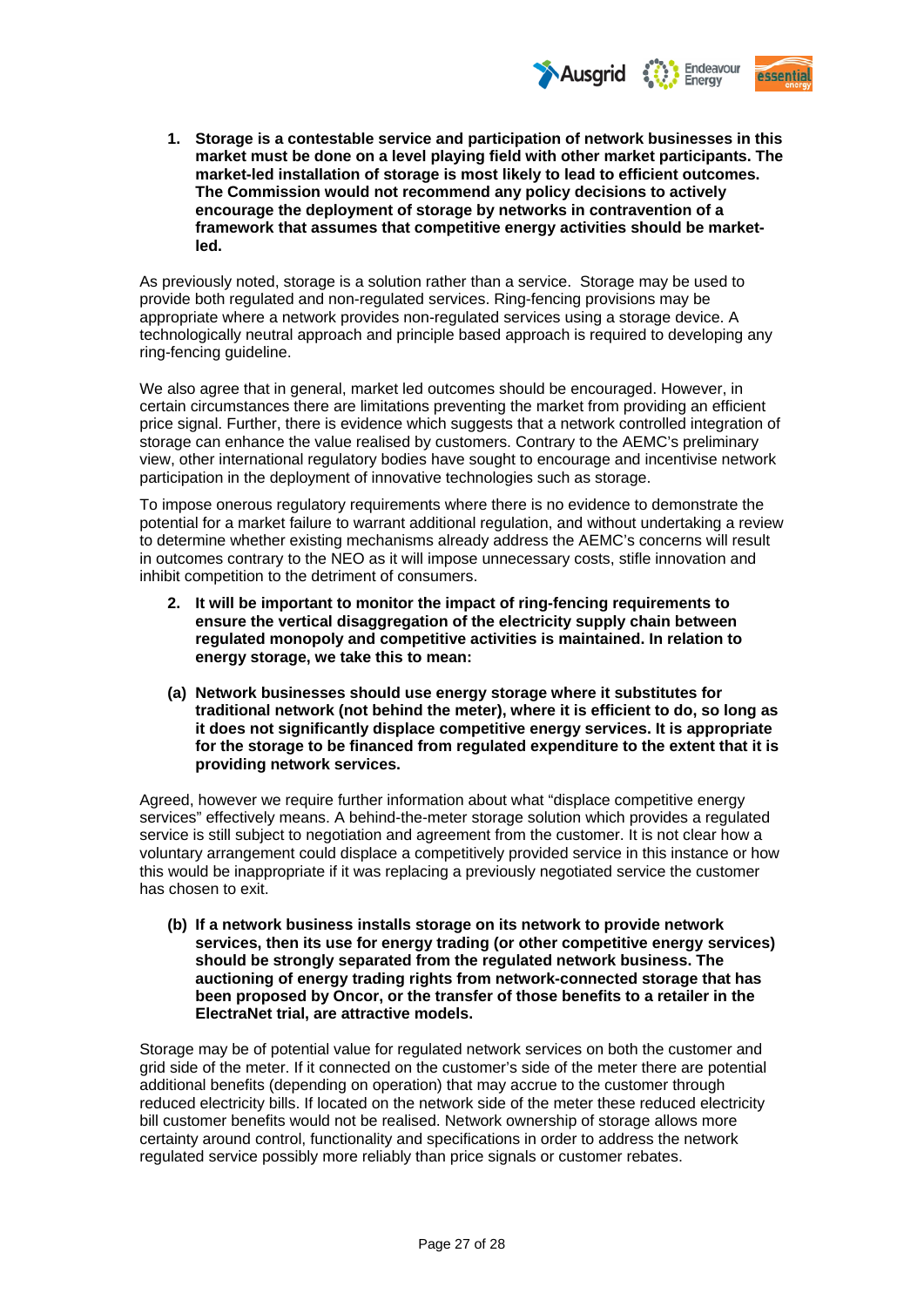1. **Storage is a contestable service and participation of network businesses in this market must be done on a level playing field with other market participants. The market-led installation of storage is most likely to lead to efficient outcomes. The Commission would not recommend any policy decisions to actively encourage the deployment of storage by networks in contravention of a framework that assumes that competitive energy activities should be market-led.**

As previously noted, storage is a solution rather than a service. Storage may be used to provide both regulated and non-regulated services. Ring-fencing provisions may be appropriate where a network provides non-regulated services using a storage device. A technologically neutral approach and principle based approach is required to developing any ring-fencing guideline.

We also agree that in general, market led outcomes should be encouraged. However, in certain circumstances there are limitations preventing the market from providing an efficient price signal. Further, there is evidence which suggests that a network controlled integration of storage can enhance the value realised by customers. Contrary to the AEMC's preliminary view, other international regulatory bodies have sought to encourage and incentivise network participation in the deployment of innovative technologies such as storage.

To impose onerous regulatory requirements where there is no evidence to demonstrate the potential for a market failure to warrant additional regulation, and without undertaking a review to determine whether existing mechanisms already address the AEMC's concerns will result in outcomes contrary to the NEO as it will impose unnecessary costs, stifle innovation and inhibit competition to the detriment of consumers.

2. **It will be important to monitor the impact of ring-fencing requirements to ensure the vertical disaggregation of the electricity supply chain between regulated monopoly and competitive activities is maintained. In relation to energy storage, we take this to mean:**

**(a) Network businesses should use energy storage where it substitutes for traditional network (not behind the meter), where it is efficient to do, so long as it does not significantly displace competitive energy services. It is appropriate for the storage to be financed from regulated expenditure to the extent that it is providing network services.**

Agreed, however we require further information about what "displace competitive energy services" effectively means. A behind-the-meter storage solution which provides a regulated service is still subject to negotiation and agreement from the customer. It is not clear how a voluntary arrangement could displace a competitively provided service in this instance or how this would be inappropriate if it was replacing a previously negotiated service the customer has chosen to exit.

**(b) If a network business installs storage on its network to provide network services, then its use for energy trading (or other competitive energy services) should be strongly separated from the regulated network business. The auctioning of energy trading rights from network-connected storage that has been proposed by Oncor, or the transfer of those benefits to a retailer in the ElectraNet trial, are attractive models.**

Storage may be of potential value for regulated network services on both the customer and grid side of the meter. If it connected on the customer's side of the meter there are potential additional benefits (depending on operation) that may accrue to the customer through reduced electricity bills. If located on the network side of the meter these reduced electricity bill customer benefits would not be realised. Network ownership of storage allows more certainty around control, functionality and specifications in order to address the network regulated service possibly more reliably than price signals or customer rebates.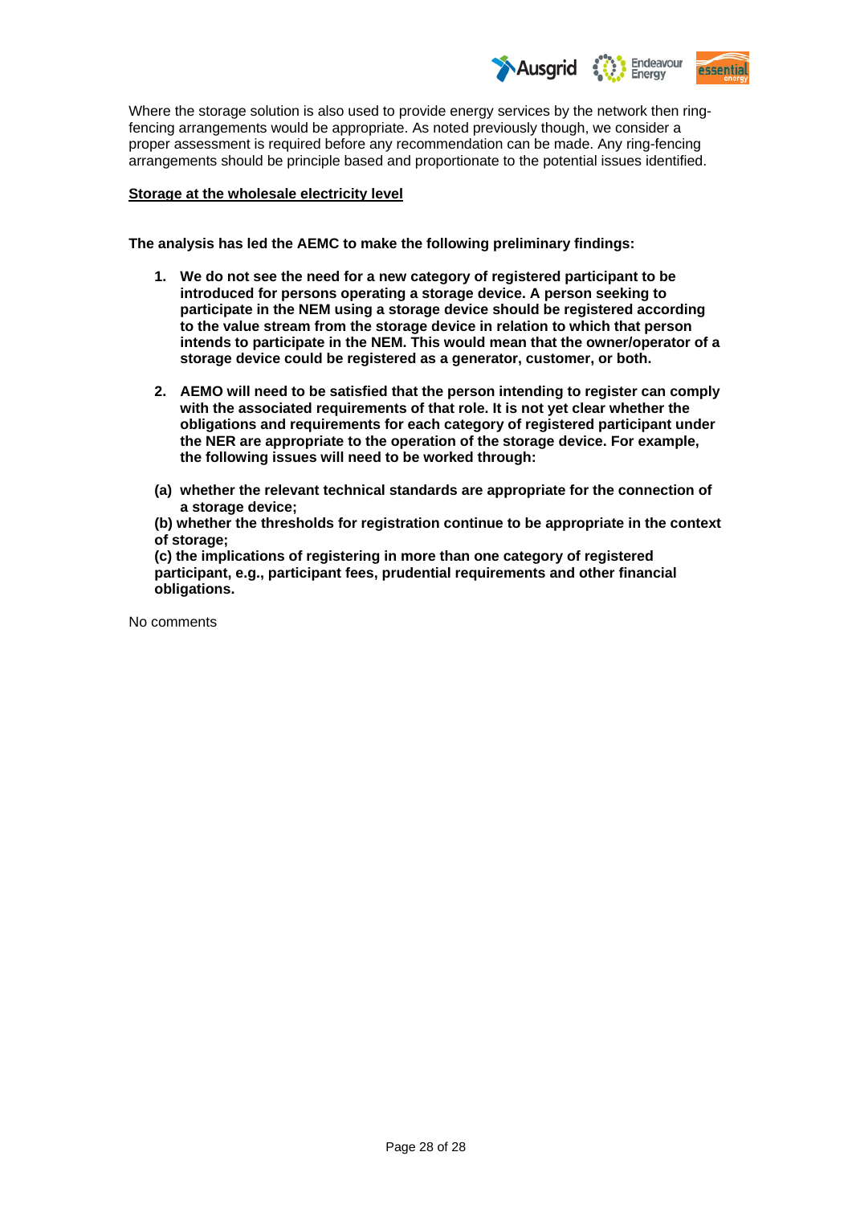Where the storage solution is also used to provide energy services by the network then ring-fencing arrangements would be appropriate. As noted previously though, we consider a proper assessment is required before any recommendation can be made. Any ring-fencing arrangements should be principle based and proportionate to the potential issues identified.

<u>**Storage at the wholesale electricity level**</u>

**The analysis has led the AEMC to make the following preliminary findings:**

1. **We do not see the need for a new category of registered participant to be introduced for persons operating a storage device. A person seeking to participate in the NEM using a storage device should be registered according to the value stream from the storage device in relation to which that person intends to participate in the NEM. This would mean that the owner/operator of a storage device could be registered as a generator, customer, or both.**

2. **AEMO will need to be satisfied that the person intending to register can comply with the associated requirements of that role. It is not yet clear whether the obligations and requirements for each category of registered participant under the NER are appropriate to the operation of the storage device. For example, the following issues will need to be worked through:**

**(a) whether the relevant technical standards are appropriate for the connection of a storage device;**
**(b) whether the thresholds for registration continue to be appropriate in the context of storage;**
**(c) the implications of registering in more than one category of registered participant, e.g., participant fees, prudential requirements and other financial obligations.**

No comments